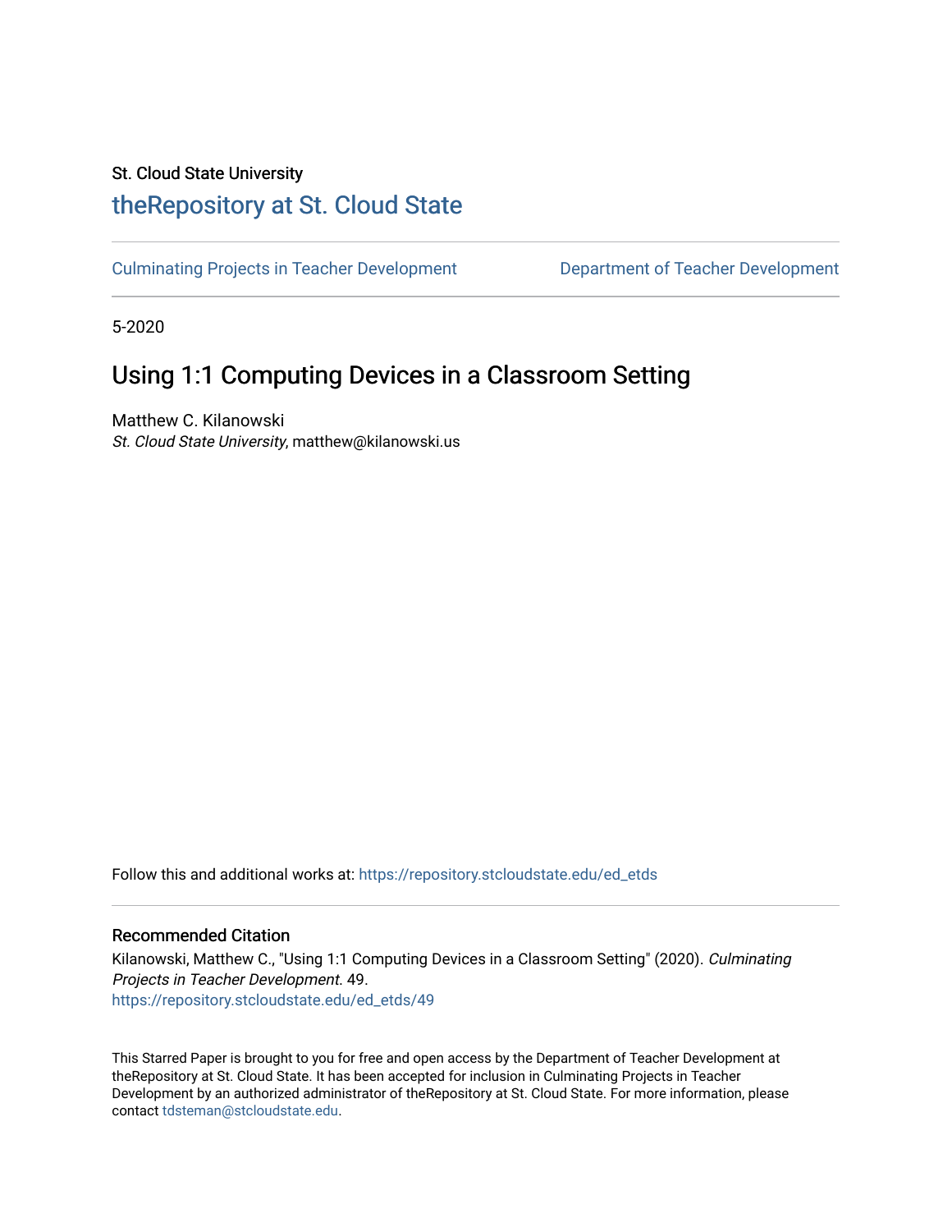St. Cloud State University

# theRepository at St. Cloud State

Culminating Projects in Teacher Development | Department of Teacher Development

5-2020

## Using 1:1 Computing Devices in a Classroom Setting

Matthew C. Kilanowski
*St. Cloud State University*, matthew@kilanowski.us

Follow this and additional works at: https://repository.stcloudstate.edu/ed_etds

### Recommended Citation

Kilanowski, Matthew C., "Using 1:1 Computing Devices in a Classroom Setting" (2020). *Culminating Projects in Teacher Development*. 49.
https://repository.stcloudstate.edu/ed_etds/49

This Starred Paper is brought to you for free and open access by the Department of Teacher Development at theRepository at St. Cloud State. It has been accepted for inclusion in Culminating Projects in Teacher Development by an authorized administrator of theRepository at St. Cloud State. For more information, please contact tdsteman@stcloudstate.edu.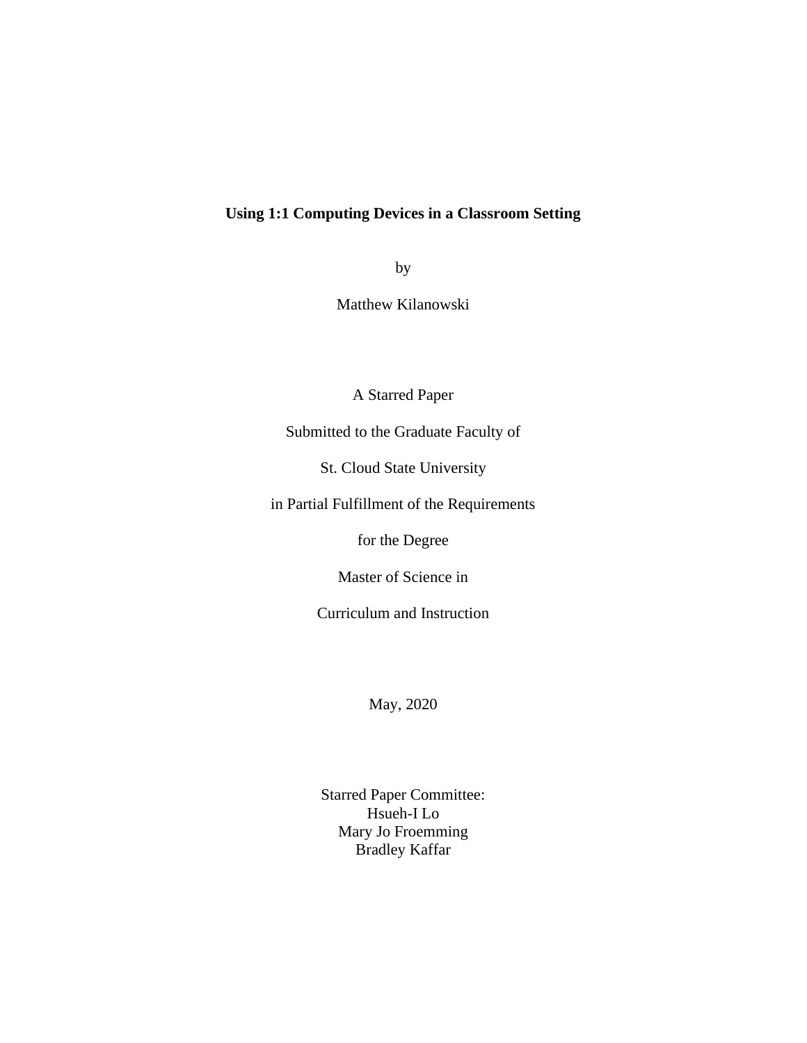# Using 1:1 Computing Devices in a Classroom Setting

by

Matthew Kilanowski

A Starred Paper

Submitted to the Graduate Faculty of

St. Cloud State University

in Partial Fulfillment of the Requirements

for the Degree

Master of Science in

Curriculum and Instruction

May, 2020

Starred Paper Committee:
Hsueh-I Lo
Mary Jo Froemming
Bradley Kaffar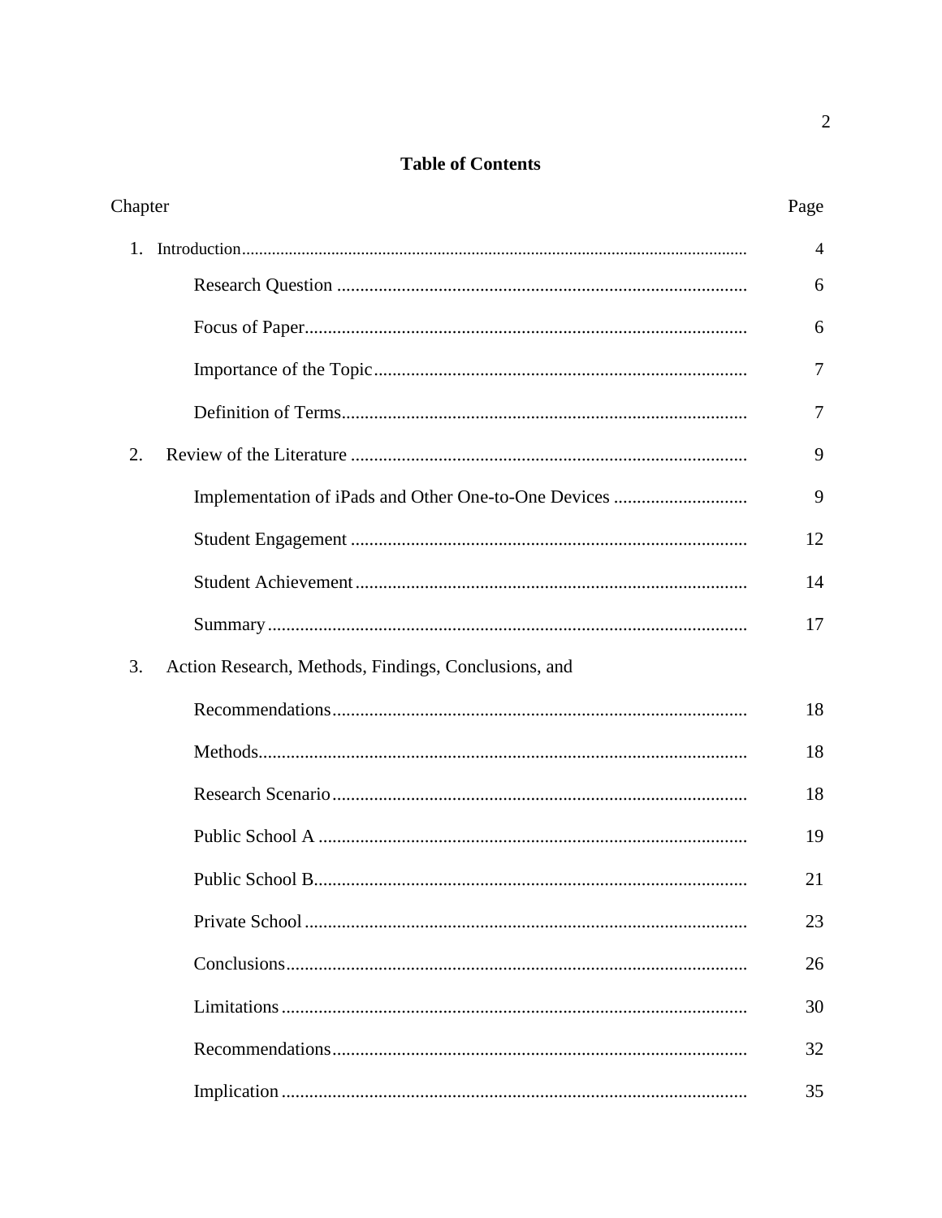**Table of Contents**

| Chapter | Page |
|---|---|
| 1. Introduction | 4 |
| Research Question | 6 |
| Focus of Paper | 6 |
| Importance of the Topic | 7 |
| Definition of Terms | 7 |
| 2. Review of the Literature | 9 |
| Implementation of iPads and Other One-to-One Devices | 9 |
| Student Engagement | 12 |
| Student Achievement | 14 |
| Summary | 17 |
| 3. Action Research, Methods, Findings, Conclusions, and Recommendations | 18 |
| Methods | 18 |
| Research Scenario | 18 |
| Public School A | 19 |
| Public School B | 21 |
| Private School | 23 |
| Conclusions | 26 |
| Limitations | 30 |
| Recommendations | 32 |
| Implication | 35 |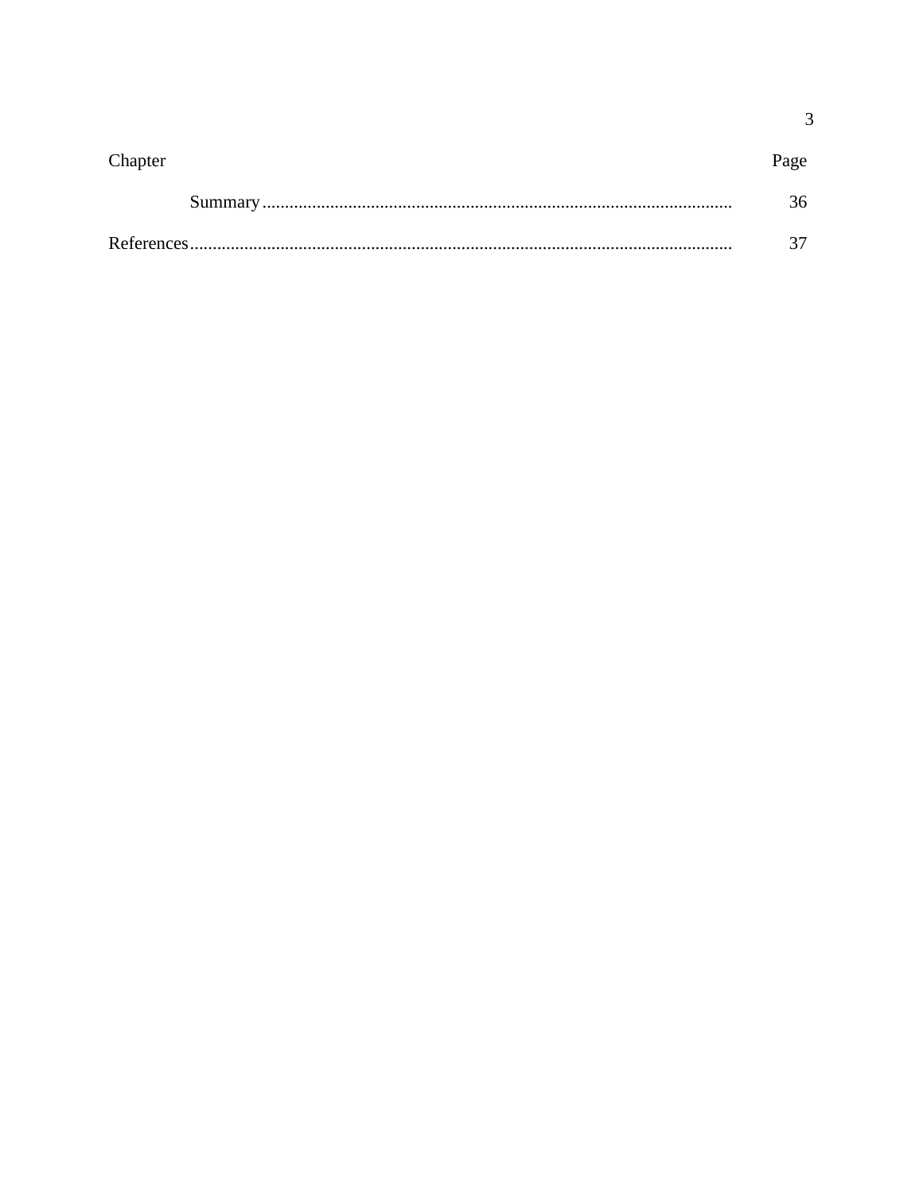| Chapter | Page |
| --- | --- |
| Summary | 36 |
| References | 37 |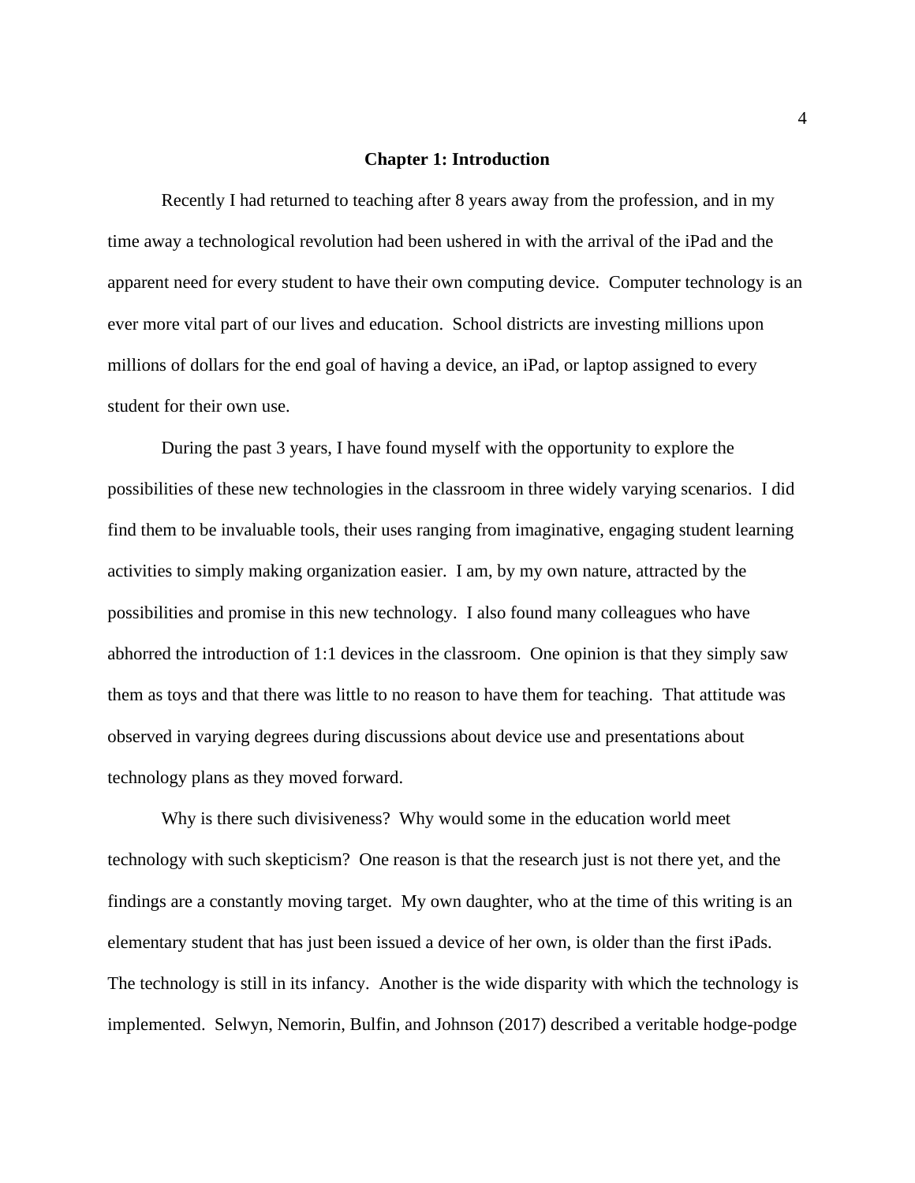# Chapter 1: Introduction

Recently I had returned to teaching after 8 years away from the profession, and in my time away a technological revolution had been ushered in with the arrival of the iPad and the apparent need for every student to have their own computing device. Computer technology is an ever more vital part of our lives and education. School districts are investing millions upon millions of dollars for the end goal of having a device, an iPad, or laptop assigned to every student for their own use.

During the past 3 years, I have found myself with the opportunity to explore the possibilities of these new technologies in the classroom in three widely varying scenarios. I did find them to be invaluable tools, their uses ranging from imaginative, engaging student learning activities to simply making organization easier. I am, by my own nature, attracted by the possibilities and promise in this new technology. I also found many colleagues who have abhorred the introduction of 1:1 devices in the classroom. One opinion is that they simply saw them as toys and that there was little to no reason to have them for teaching. That attitude was observed in varying degrees during discussions about device use and presentations about technology plans as they moved forward.

Why is there such divisiveness? Why would some in the education world meet technology with such skepticism? One reason is that the research just is not there yet, and the findings are a constantly moving target. My own daughter, who at the time of this writing is an elementary student that has just been issued a device of her own, is older than the first iPads. The technology is still in its infancy. Another is the wide disparity with which the technology is implemented. Selwyn, Nemorin, Bulfin, and Johnson (2017) described a veritable hodge-podge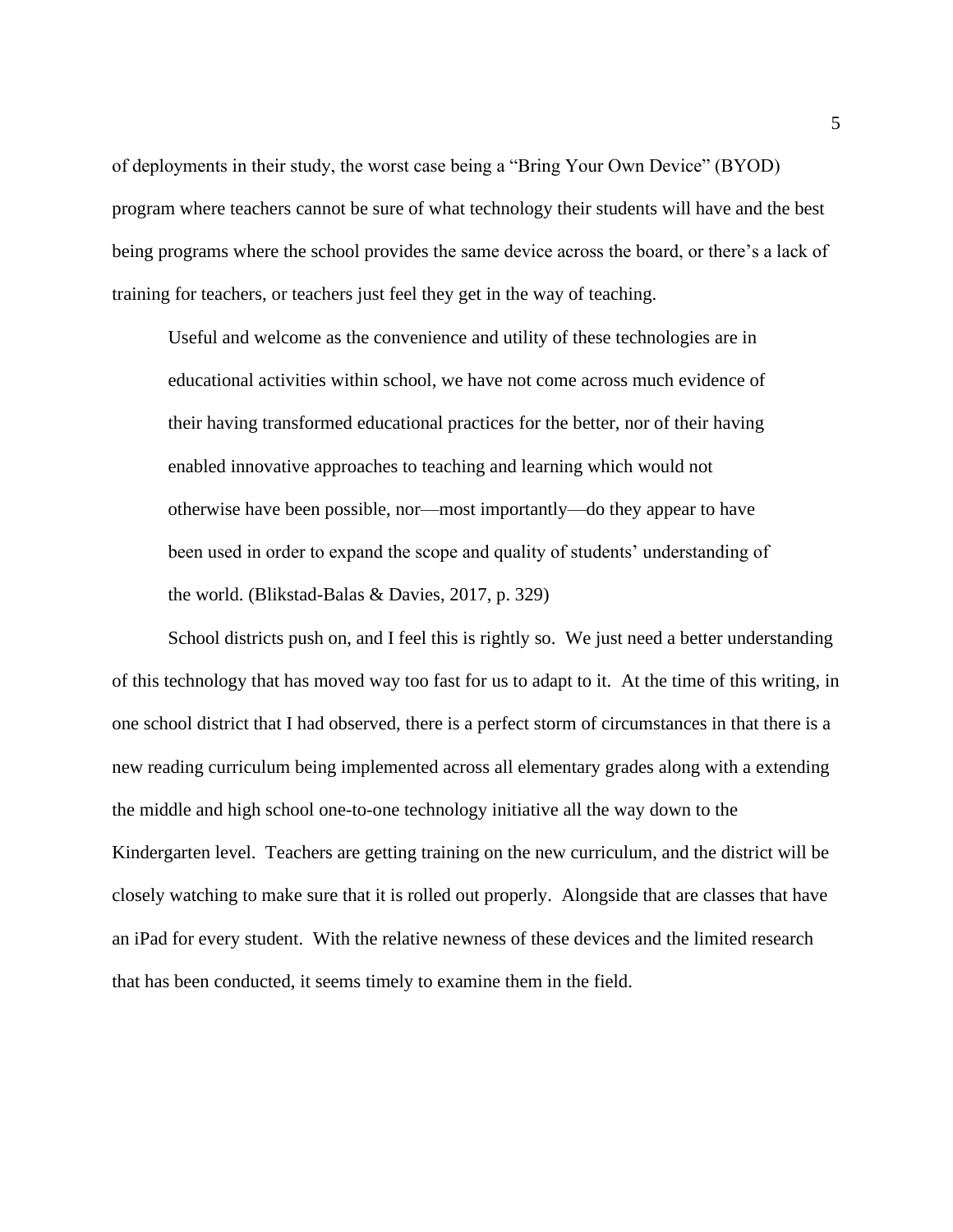of deployments in their study, the worst case being a "Bring Your Own Device" (BYOD) program where teachers cannot be sure of what technology their students will have and the best being programs where the school provides the same device across the board, or there's a lack of training for teachers, or teachers just feel they get in the way of teaching.

> Useful and welcome as the convenience and utility of these technologies are in educational activities within school, we have not come across much evidence of their having transformed educational practices for the better, nor of their having enabled innovative approaches to teaching and learning which would not otherwise have been possible, nor—most importantly—do they appear to have been used in order to expand the scope and quality of students' understanding of the world. (Blikstad-Balas & Davies, 2017, p. 329)

School districts push on, and I feel this is rightly so. We just need a better understanding of this technology that has moved way too fast for us to adapt to it. At the time of this writing, in one school district that I had observed, there is a perfect storm of circumstances in that there is a new reading curriculum being implemented across all elementary grades along with a extending the middle and high school one-to-one technology initiative all the way down to the Kindergarten level. Teachers are getting training on the new curriculum, and the district will be closely watching to make sure that it is rolled out properly. Alongside that are classes that have an iPad for every student. With the relative newness of these devices and the limited research that has been conducted, it seems timely to examine them in the field.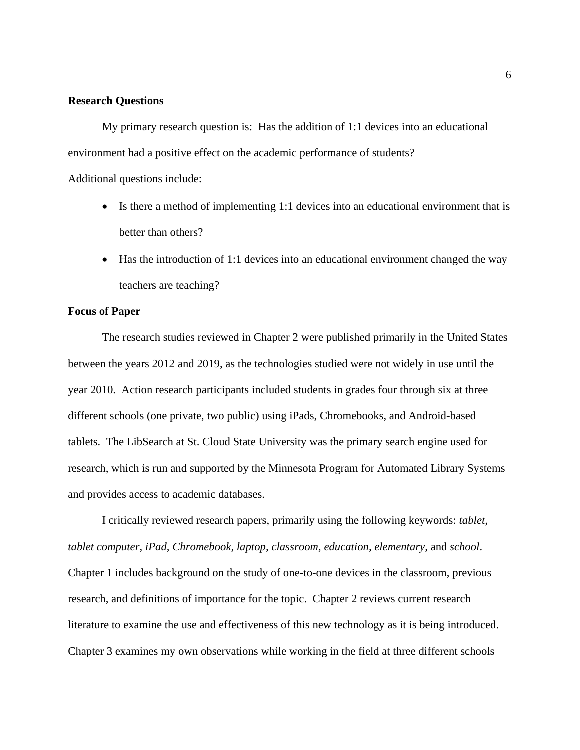**Research Questions**

My primary research question is: Has the addition of 1:1 devices into an educational environment had a positive effect on the academic performance of students?

Additional questions include:

- Is there a method of implementing 1:1 devices into an educational environment that is better than others?
- Has the introduction of 1:1 devices into an educational environment changed the way teachers are teaching?

**Focus of Paper**

The research studies reviewed in Chapter 2 were published primarily in the United States between the years 2012 and 2019, as the technologies studied were not widely in use until the year 2010. Action research participants included students in grades four through six at three different schools (one private, two public) using iPads, Chromebooks, and Android-based tablets. The LibSearch at St. Cloud State University was the primary search engine used for research, which is run and supported by the Minnesota Program for Automated Library Systems and provides access to academic databases.

I critically reviewed research papers, primarily using the following keywords: *tablet*, *tablet computer*, *iPad*, *Chromebook*, *laptop*, *classroom*, *education*, *elementary*, and *school*. Chapter 1 includes background on the study of one-to-one devices in the classroom, previous research, and definitions of importance for the topic. Chapter 2 reviews current research literature to examine the use and effectiveness of this new technology as it is being introduced. Chapter 3 examines my own observations while working in the field at three different schools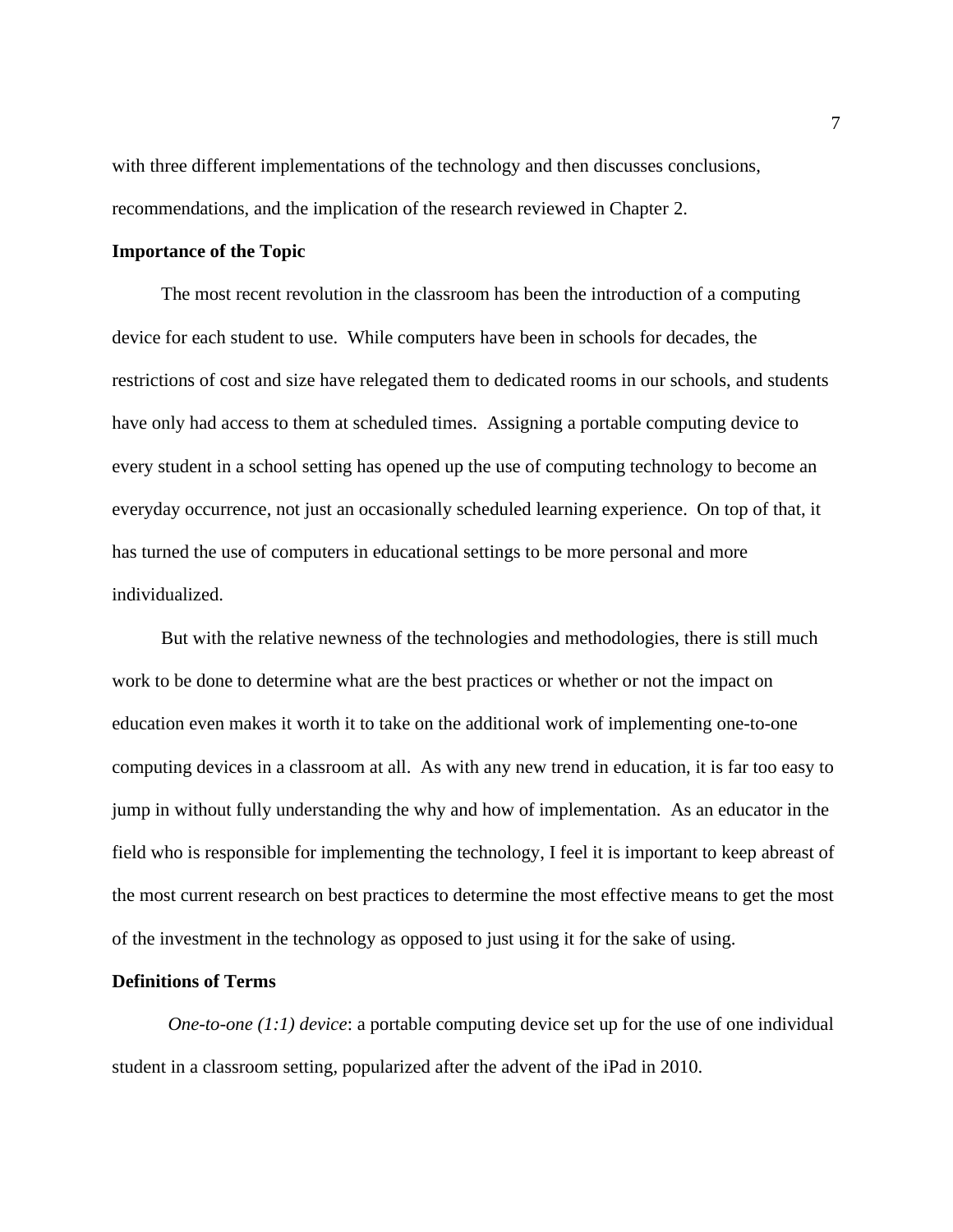with three different implementations of the technology and then discusses conclusions, recommendations, and the implication of the research reviewed in Chapter 2.

## Importance of the Topic

The most recent revolution in the classroom has been the introduction of a computing device for each student to use. While computers have been in schools for decades, the restrictions of cost and size have relegated them to dedicated rooms in our schools, and students have only had access to them at scheduled times. Assigning a portable computing device to every student in a school setting has opened up the use of computing technology to become an everyday occurrence, not just an occasionally scheduled learning experience. On top of that, it has turned the use of computers in educational settings to be more personal and more individualized.

But with the relative newness of the technologies and methodologies, there is still much work to be done to determine what are the best practices or whether or not the impact on education even makes it worth it to take on the additional work of implementing one-to-one computing devices in a classroom at all. As with any new trend in education, it is far too easy to jump in without fully understanding the why and how of implementation. As an educator in the field who is responsible for implementing the technology, I feel it is important to keep abreast of the most current research on best practices to determine the most effective means to get the most of the investment in the technology as opposed to just using it for the sake of using.

## Definitions of Terms

*One-to-one (1:1) device*: a portable computing device set up for the use of one individual student in a classroom setting, popularized after the advent of the iPad in 2010.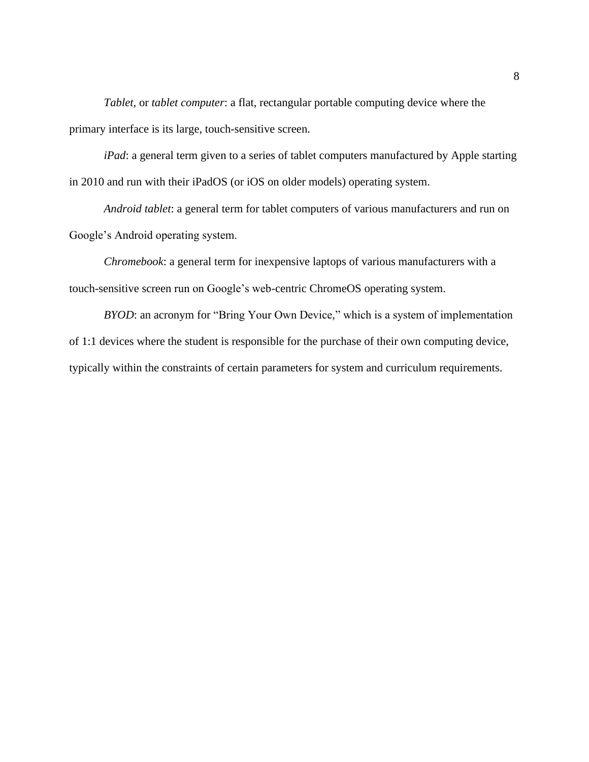*Tablet*, or *tablet computer*: a flat, rectangular portable computing device where the primary interface is its large, touch-sensitive screen.

*iPad*: a general term given to a series of tablet computers manufactured by Apple starting in 2010 and run with their iPadOS (or iOS on older models) operating system.

*Android tablet*: a general term for tablet computers of various manufacturers and run on Google's Android operating system.

*Chromebook*: a general term for inexpensive laptops of various manufacturers with a touch-sensitive screen run on Google's web-centric ChromeOS operating system.

*BYOD*: an acronym for "Bring Your Own Device," which is a system of implementation of 1:1 devices where the student is responsible for the purchase of their own computing device, typically within the constraints of certain parameters for system and curriculum requirements.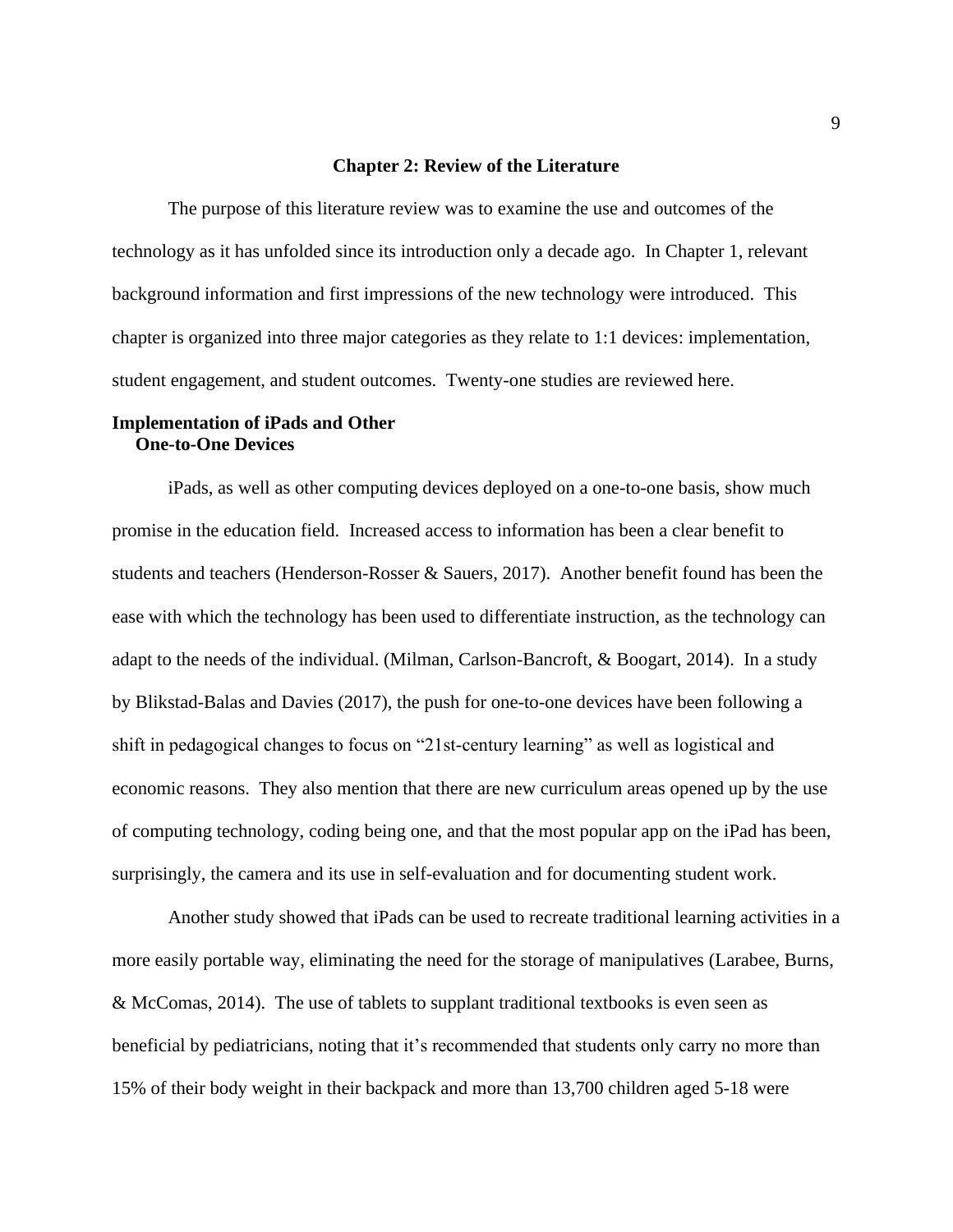## Chapter 2: Review of the Literature

The purpose of this literature review was to examine the use and outcomes of the technology as it has unfolded since its introduction only a decade ago. In Chapter 1, relevant background information and first impressions of the new technology were introduced. This chapter is organized into three major categories as they relate to 1:1 devices: implementation, student engagement, and student outcomes. Twenty-one studies are reviewed here.

### Implementation of iPads and Other One-to-One Devices

iPads, as well as other computing devices deployed on a one-to-one basis, show much promise in the education field. Increased access to information has been a clear benefit to students and teachers (Henderson-Rosser & Sauers, 2017). Another benefit found has been the ease with which the technology has been used to differentiate instruction, as the technology can adapt to the needs of the individual. (Milman, Carlson-Bancroft, & Boogart, 2014). In a study by Blikstad-Balas and Davies (2017), the push for one-to-one devices have been following a shift in pedagogical changes to focus on "21st-century learning" as well as logistical and economic reasons. They also mention that there are new curriculum areas opened up by the use of computing technology, coding being one, and that the most popular app on the iPad has been, surprisingly, the camera and its use in self-evaluation and for documenting student work.

Another study showed that iPads can be used to recreate traditional learning activities in a more easily portable way, eliminating the need for the storage of manipulatives (Larabee, Burns, & McComas, 2014). The use of tablets to supplant traditional textbooks is even seen as beneficial by pediatricians, noting that it's recommended that students only carry no more than 15% of their body weight in their backpack and more than 13,700 children aged 5-18 were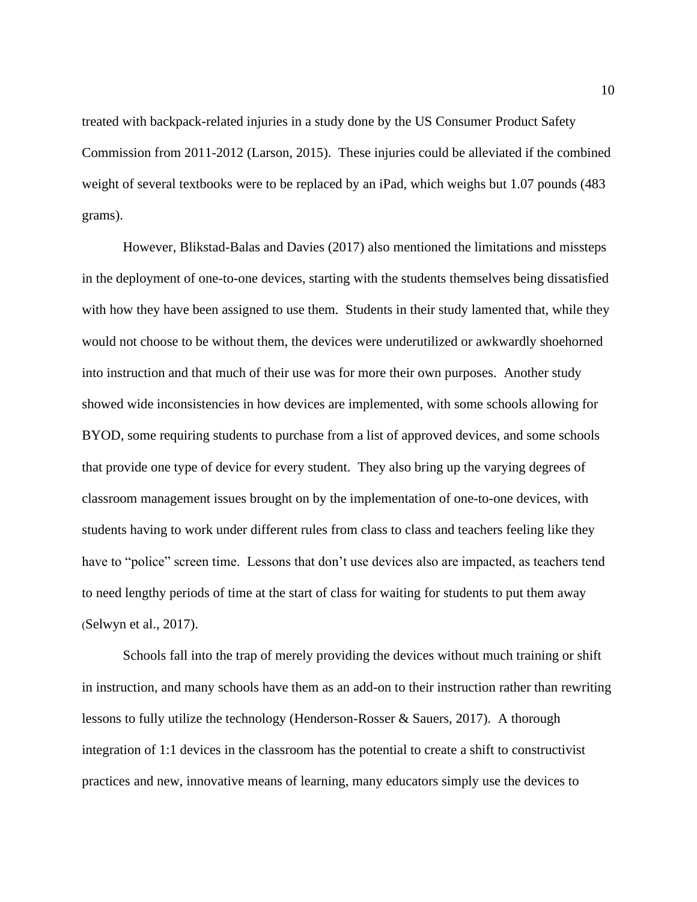treated with backpack-related injuries in a study done by the US Consumer Product Safety Commission from 2011-2012 (Larson, 2015). These injuries could be alleviated if the combined weight of several textbooks were to be replaced by an iPad, which weighs but 1.07 pounds (483 grams).

However, Blikstad-Balas and Davies (2017) also mentioned the limitations and missteps in the deployment of one-to-one devices, starting with the students themselves being dissatisfied with how they have been assigned to use them. Students in their study lamented that, while they would not choose to be without them, the devices were underutilized or awkwardly shoehorned into instruction and that much of their use was for more their own purposes. Another study showed wide inconsistencies in how devices are implemented, with some schools allowing for BYOD, some requiring students to purchase from a list of approved devices, and some schools that provide one type of device for every student. They also bring up the varying degrees of classroom management issues brought on by the implementation of one-to-one devices, with students having to work under different rules from class to class and teachers feeling like they have to "police" screen time. Lessons that don't use devices also are impacted, as teachers tend to need lengthy periods of time at the start of class for waiting for students to put them away (Selwyn et al., 2017).

Schools fall into the trap of merely providing the devices without much training or shift in instruction, and many schools have them as an add-on to their instruction rather than rewriting lessons to fully utilize the technology (Henderson-Rosser & Sauers, 2017). A thorough integration of 1:1 devices in the classroom has the potential to create a shift to constructivist practices and new, innovative means of learning, many educators simply use the devices to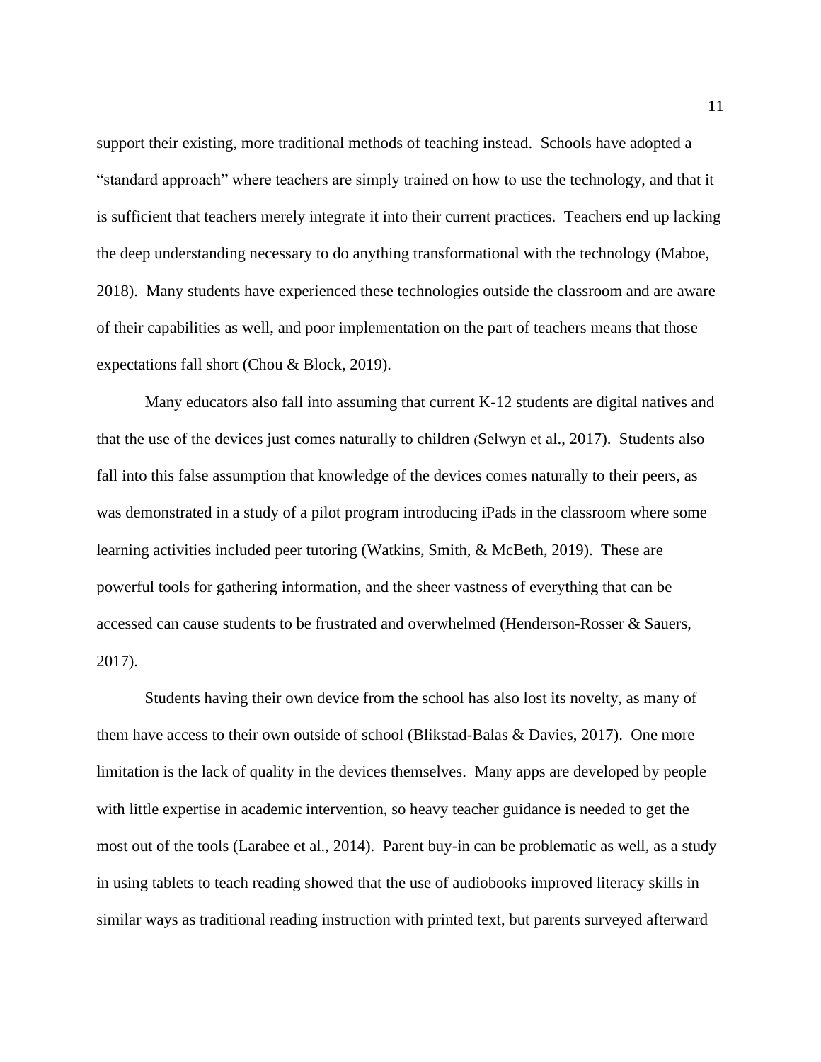support their existing, more traditional methods of teaching instead. Schools have adopted a "standard approach" where teachers are simply trained on how to use the technology, and that it is sufficient that teachers merely integrate it into their current practices. Teachers end up lacking the deep understanding necessary to do anything transformational with the technology (Maboe, 2018). Many students have experienced these technologies outside the classroom and are aware of their capabilities as well, and poor implementation on the part of teachers means that those expectations fall short (Chou & Block, 2019).

Many educators also fall into assuming that current K-12 students are digital natives and that the use of the devices just comes naturally to children (Selwyn et al., 2017). Students also fall into this false assumption that knowledge of the devices comes naturally to their peers, as was demonstrated in a study of a pilot program introducing iPads in the classroom where some learning activities included peer tutoring (Watkins, Smith, & McBeth, 2019). These are powerful tools for gathering information, and the sheer vastness of everything that can be accessed can cause students to be frustrated and overwhelmed (Henderson-Rosser & Sauers, 2017).

Students having their own device from the school has also lost its novelty, as many of them have access to their own outside of school (Blikstad-Balas & Davies, 2017). One more limitation is the lack of quality in the devices themselves. Many apps are developed by people with little expertise in academic intervention, so heavy teacher guidance is needed to get the most out of the tools (Larabee et al., 2014). Parent buy-in can be problematic as well, as a study in using tablets to teach reading showed that the use of audiobooks improved literacy skills in similar ways as traditional reading instruction with printed text, but parents surveyed afterward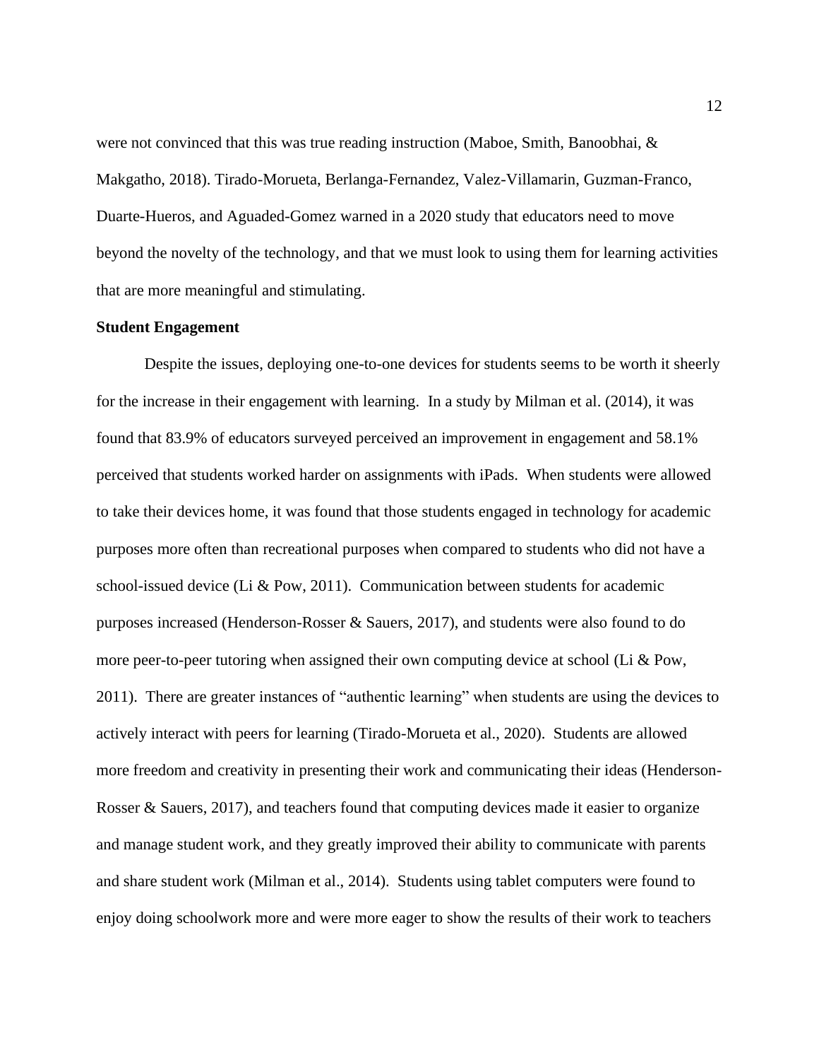were not convinced that this was true reading instruction (Maboe, Smith, Banoobhai, & Makgatho, 2018). Tirado-Morueta, Berlanga-Fernandez, Valez-Villamarin, Guzman-Franco, Duarte-Hueros, and Aguaded-Gomez warned in a 2020 study that educators need to move beyond the novelty of the technology, and that we must look to using them for learning activities that are more meaningful and stimulating.

**Student Engagement**

Despite the issues, deploying one-to-one devices for students seems to be worth it sheerly for the increase in their engagement with learning. In a study by Milman et al. (2014), it was found that 83.9% of educators surveyed perceived an improvement in engagement and 58.1% perceived that students worked harder on assignments with iPads. When students were allowed to take their devices home, it was found that those students engaged in technology for academic purposes more often than recreational purposes when compared to students who did not have a school-issued device (Li & Pow, 2011). Communication between students for academic purposes increased (Henderson-Rosser & Sauers, 2017), and students were also found to do more peer-to-peer tutoring when assigned their own computing device at school (Li & Pow, 2011). There are greater instances of "authentic learning" when students are using the devices to actively interact with peers for learning (Tirado-Morueta et al., 2020). Students are allowed more freedom and creativity in presenting their work and communicating their ideas (Henderson-Rosser & Sauers, 2017), and teachers found that computing devices made it easier to organize and manage student work, and they greatly improved their ability to communicate with parents and share student work (Milman et al., 2014). Students using tablet computers were found to enjoy doing schoolwork more and were more eager to show the results of their work to teachers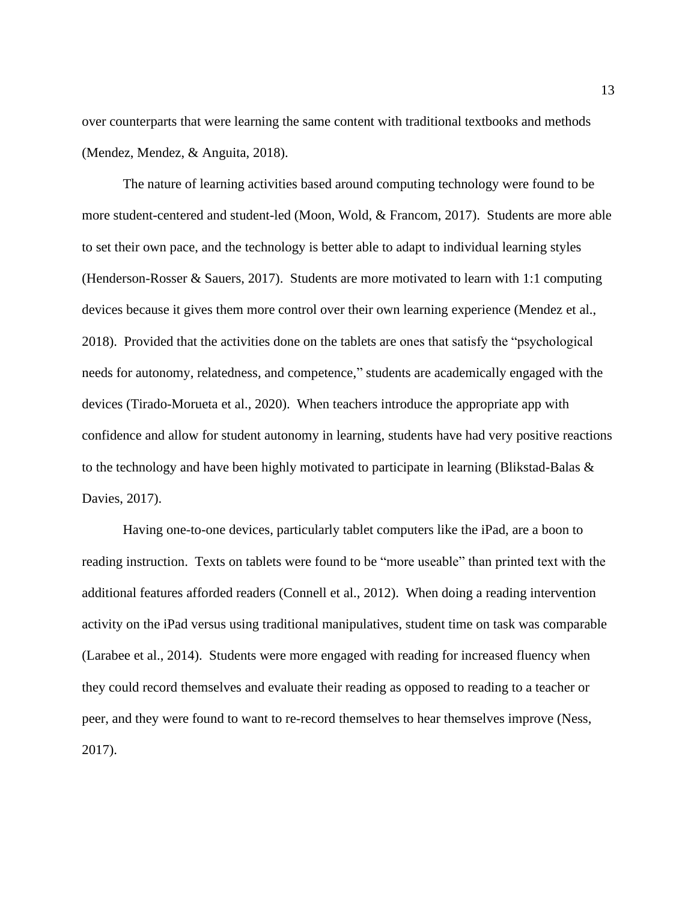over counterparts that were learning the same content with traditional textbooks and methods (Mendez, Mendez, & Anguita, 2018).

The nature of learning activities based around computing technology were found to be more student-centered and student-led (Moon, Wold, & Francom, 2017). Students are more able to set their own pace, and the technology is better able to adapt to individual learning styles (Henderson-Rosser & Sauers, 2017). Students are more motivated to learn with 1:1 computing devices because it gives them more control over their own learning experience (Mendez et al., 2018). Provided that the activities done on the tablets are ones that satisfy the "psychological needs for autonomy, relatedness, and competence," students are academically engaged with the devices (Tirado-Morueta et al., 2020). When teachers introduce the appropriate app with confidence and allow for student autonomy in learning, students have had very positive reactions to the technology and have been highly motivated to participate in learning (Blikstad-Balas & Davies, 2017).

Having one-to-one devices, particularly tablet computers like the iPad, are a boon to reading instruction. Texts on tablets were found to be "more useable" than printed text with the additional features afforded readers (Connell et al., 2012). When doing a reading intervention activity on the iPad versus using traditional manipulatives, student time on task was comparable (Larabee et al., 2014). Students were more engaged with reading for increased fluency when they could record themselves and evaluate their reading as opposed to reading to a teacher or peer, and they were found to want to re-record themselves to hear themselves improve (Ness, 2017).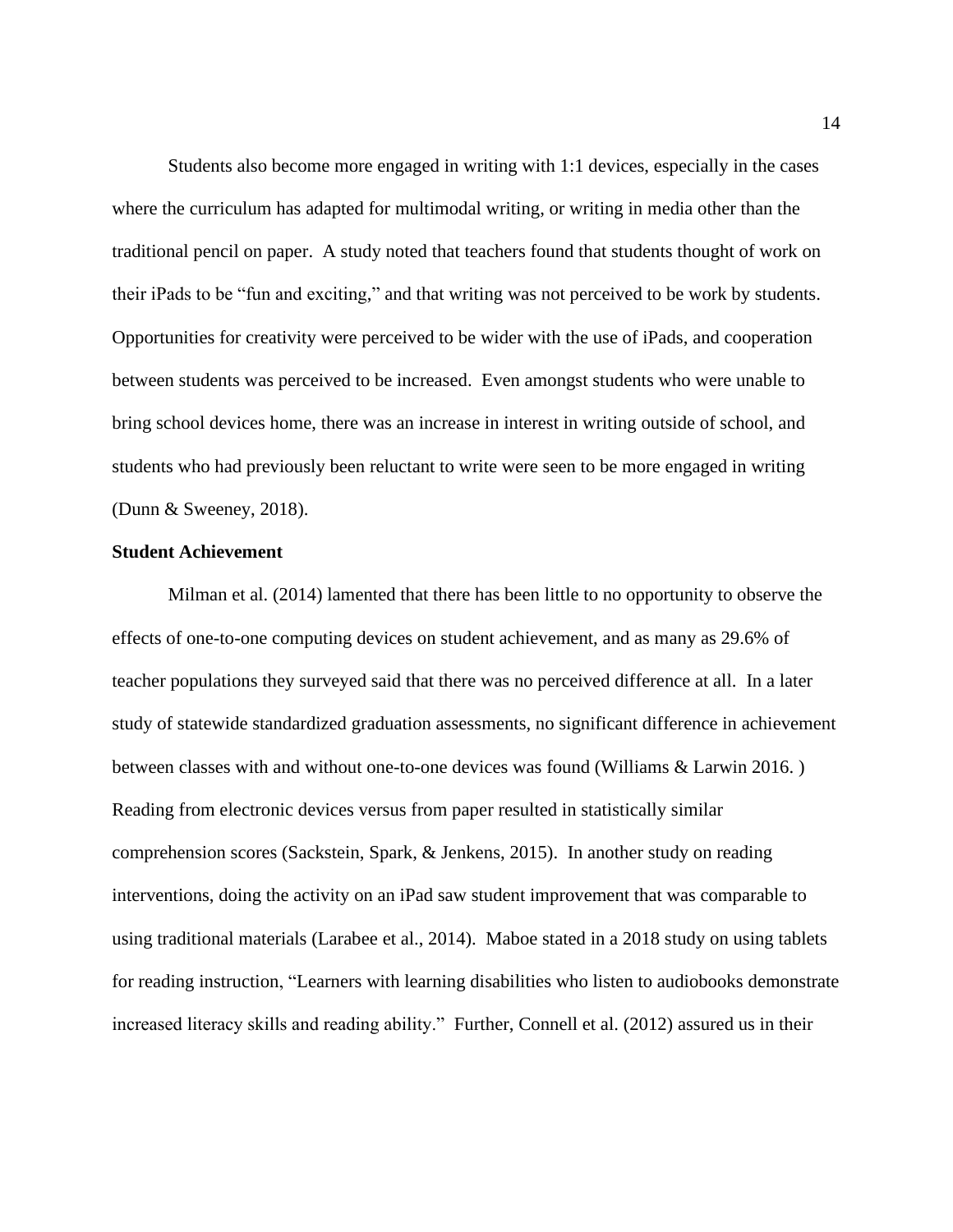Students also become more engaged in writing with 1:1 devices, especially in the cases where the curriculum has adapted for multimodal writing, or writing in media other than the traditional pencil on paper. A study noted that teachers found that students thought of work on their iPads to be "fun and exciting," and that writing was not perceived to be work by students. Opportunities for creativity were perceived to be wider with the use of iPads, and cooperation between students was perceived to be increased. Even amongst students who were unable to bring school devices home, there was an increase in interest in writing outside of school, and students who had previously been reluctant to write were seen to be more engaged in writing (Dunn & Sweeney, 2018).

**Student Achievement**

Milman et al. (2014) lamented that there has been little to no opportunity to observe the effects of one-to-one computing devices on student achievement, and as many as 29.6% of teacher populations they surveyed said that there was no perceived difference at all. In a later study of statewide standardized graduation assessments, no significant difference in achievement between classes with and without one-to-one devices was found (Williams & Larwin 2016. ) Reading from electronic devices versus from paper resulted in statistically similar comprehension scores (Sackstein, Spark, & Jenkens, 2015). In another study on reading interventions, doing the activity on an iPad saw student improvement that was comparable to using traditional materials (Larabee et al., 2014). Maboe stated in a 2018 study on using tablets for reading instruction, "Learners with learning disabilities who listen to audiobooks demonstrate increased literacy skills and reading ability." Further, Connell et al. (2012) assured us in their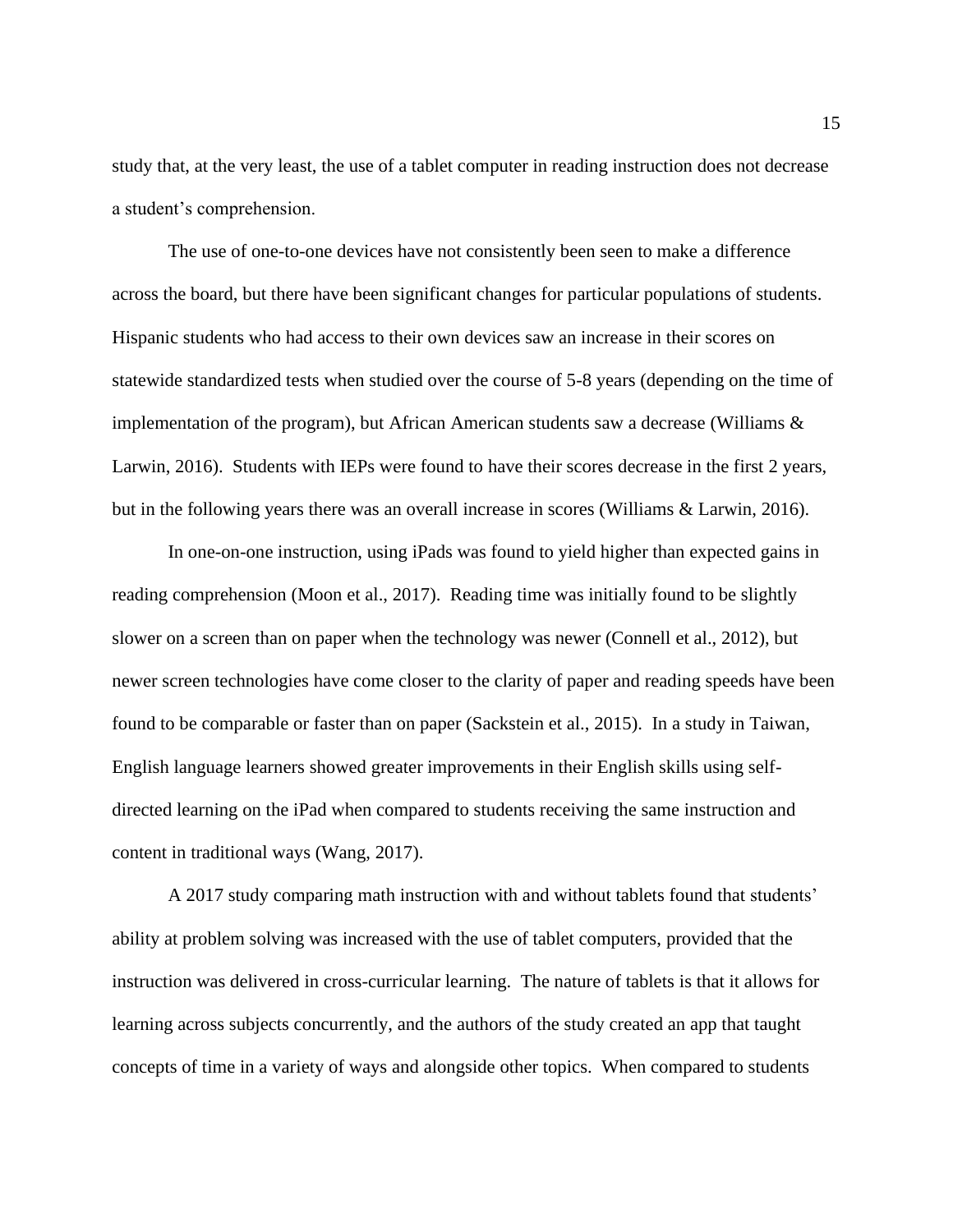study that, at the very least, the use of a tablet computer in reading instruction does not decrease a student's comprehension.

The use of one-to-one devices have not consistently been seen to make a difference across the board, but there have been significant changes for particular populations of students. Hispanic students who had access to their own devices saw an increase in their scores on statewide standardized tests when studied over the course of 5-8 years (depending on the time of implementation of the program), but African American students saw a decrease (Williams & Larwin, 2016). Students with IEPs were found to have their scores decrease in the first 2 years, but in the following years there was an overall increase in scores (Williams & Larwin, 2016).

In one-on-one instruction, using iPads was found to yield higher than expected gains in reading comprehension (Moon et al., 2017). Reading time was initially found to be slightly slower on a screen than on paper when the technology was newer (Connell et al., 2012), but newer screen technologies have come closer to the clarity of paper and reading speeds have been found to be comparable or faster than on paper (Sackstein et al., 2015). In a study in Taiwan, English language learners showed greater improvements in their English skills using self-directed learning on the iPad when compared to students receiving the same instruction and content in traditional ways (Wang, 2017).

A 2017 study comparing math instruction with and without tablets found that students' ability at problem solving was increased with the use of tablet computers, provided that the instruction was delivered in cross-curricular learning. The nature of tablets is that it allows for learning across subjects concurrently, and the authors of the study created an app that taught concepts of time in a variety of ways and alongside other topics. When compared to students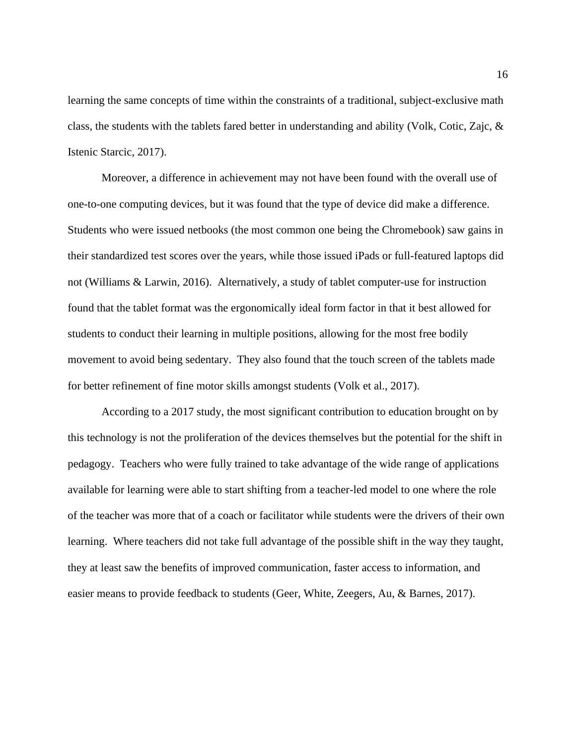learning the same concepts of time within the constraints of a traditional, subject-exclusive math class, the students with the tablets fared better in understanding and ability (Volk, Cotic, Zajc, & Istenic Starcic, 2017).

Moreover, a difference in achievement may not have been found with the overall use of one-to-one computing devices, but it was found that the type of device did make a difference. Students who were issued netbooks (the most common one being the Chromebook) saw gains in their standardized test scores over the years, while those issued iPads or full-featured laptops did not (Williams & Larwin, 2016). Alternatively, a study of tablet computer-use for instruction found that the tablet format was the ergonomically ideal form factor in that it best allowed for students to conduct their learning in multiple positions, allowing for the most free bodily movement to avoid being sedentary. They also found that the touch screen of the tablets made for better refinement of fine motor skills amongst students (Volk et al., 2017).

According to a 2017 study, the most significant contribution to education brought on by this technology is not the proliferation of the devices themselves but the potential for the shift in pedagogy. Teachers who were fully trained to take advantage of the wide range of applications available for learning were able to start shifting from a teacher-led model to one where the role of the teacher was more that of a coach or facilitator while students were the drivers of their own learning. Where teachers did not take full advantage of the possible shift in the way they taught, they at least saw the benefits of improved communication, faster access to information, and easier means to provide feedback to students (Geer, White, Zeegers, Au, & Barnes, 2017).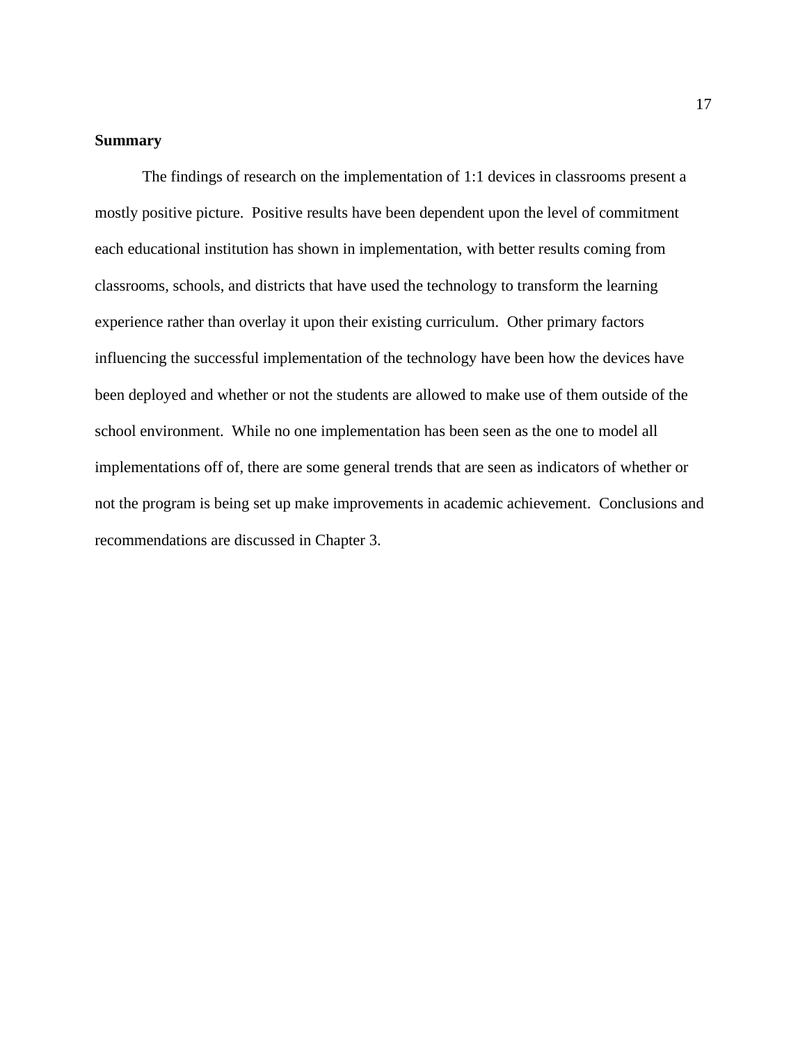**Summary**

The findings of research on the implementation of 1:1 devices in classrooms present a mostly positive picture. Positive results have been dependent upon the level of commitment each educational institution has shown in implementation, with better results coming from classrooms, schools, and districts that have used the technology to transform the learning experience rather than overlay it upon their existing curriculum. Other primary factors influencing the successful implementation of the technology have been how the devices have been deployed and whether or not the students are allowed to make use of them outside of the school environment. While no one implementation has been seen as the one to model all implementations off of, there are some general trends that are seen as indicators of whether or not the program is being set up make improvements in academic achievement. Conclusions and recommendations are discussed in Chapter 3.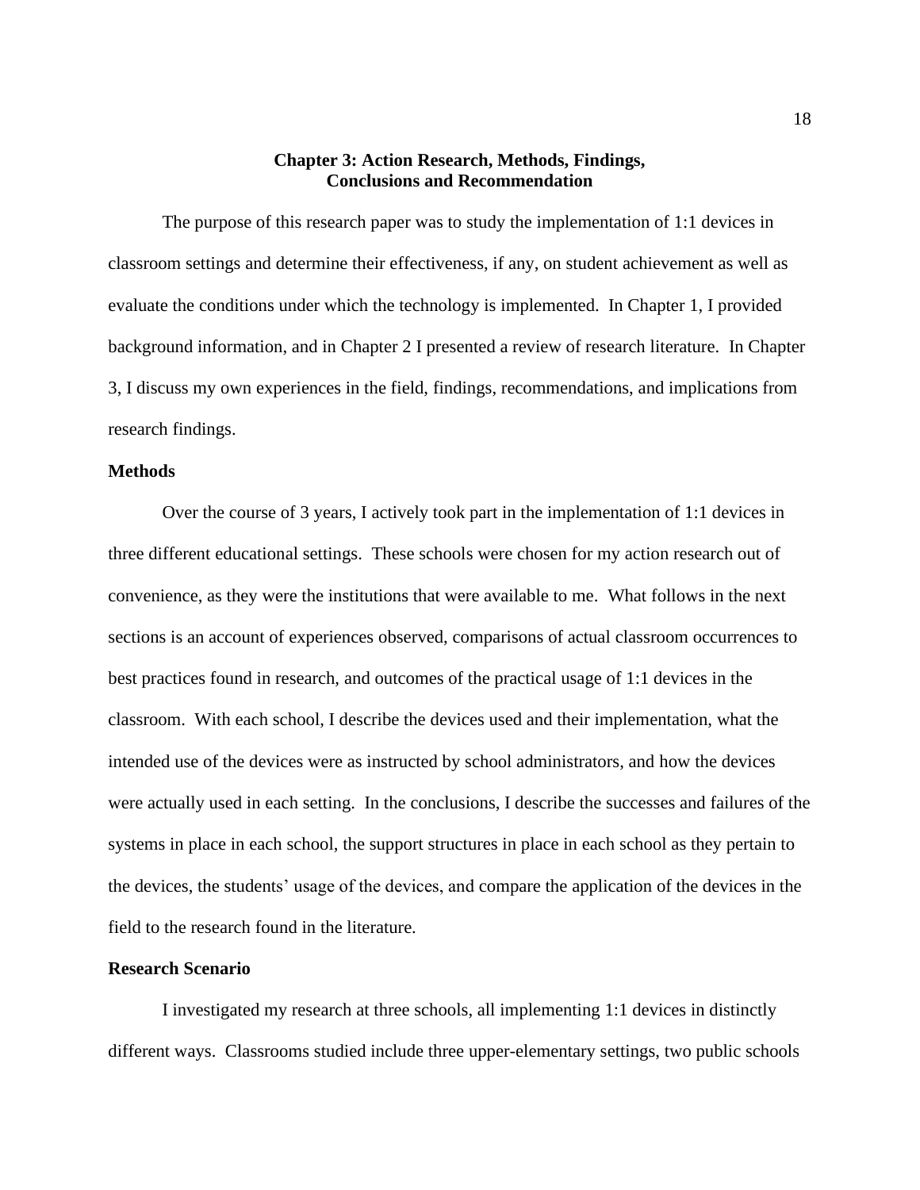# Chapter 3: Action Research, Methods, Findings, Conclusions and Recommendation

The purpose of this research paper was to study the implementation of 1:1 devices in classroom settings and determine their effectiveness, if any, on student achievement as well as evaluate the conditions under which the technology is implemented. In Chapter 1, I provided background information, and in Chapter 2 I presented a review of research literature. In Chapter 3, I discuss my own experiences in the field, findings, recommendations, and implications from research findings.

## Methods

Over the course of 3 years, I actively took part in the implementation of 1:1 devices in three different educational settings. These schools were chosen for my action research out of convenience, as they were the institutions that were available to me. What follows in the next sections is an account of experiences observed, comparisons of actual classroom occurrences to best practices found in research, and outcomes of the practical usage of 1:1 devices in the classroom. With each school, I describe the devices used and their implementation, what the intended use of the devices were as instructed by school administrators, and how the devices were actually used in each setting. In the conclusions, I describe the successes and failures of the systems in place in each school, the support structures in place in each school as they pertain to the devices, the students' usage of the devices, and compare the application of the devices in the field to the research found in the literature.

## Research Scenario

I investigated my research at three schools, all implementing 1:1 devices in distinctly different ways. Classrooms studied include three upper-elementary settings, two public schools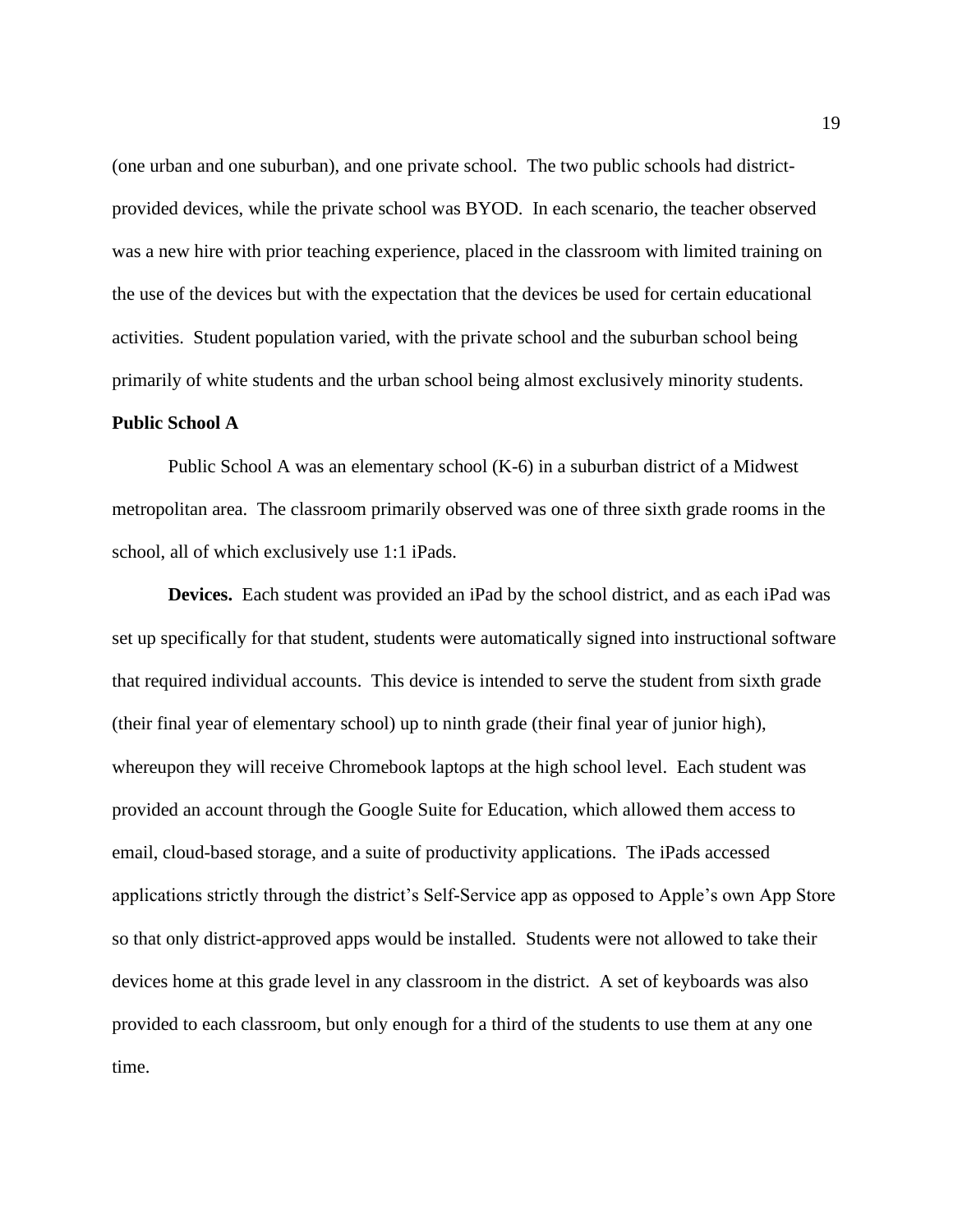(one urban and one suburban), and one private school. The two public schools had district-provided devices, while the private school was BYOD. In each scenario, the teacher observed was a new hire with prior teaching experience, placed in the classroom with limited training on the use of the devices but with the expectation that the devices be used for certain educational activities. Student population varied, with the private school and the suburban school being primarily of white students and the urban school being almost exclusively minority students.

**Public School A**

Public School A was an elementary school (K-6) in a suburban district of a Midwest metropolitan area. The classroom primarily observed was one of three sixth grade rooms in the school, all of which exclusively use 1:1 iPads.

**Devices.** Each student was provided an iPad by the school district, and as each iPad was set up specifically for that student, students were automatically signed into instructional software that required individual accounts. This device is intended to serve the student from sixth grade (their final year of elementary school) up to ninth grade (their final year of junior high), whereupon they will receive Chromebook laptops at the high school level. Each student was provided an account through the Google Suite for Education, which allowed them access to email, cloud-based storage, and a suite of productivity applications. The iPads accessed applications strictly through the district's Self-Service app as opposed to Apple's own App Store so that only district-approved apps would be installed. Students were not allowed to take their devices home at this grade level in any classroom in the district. A set of keyboards was also provided to each classroom, but only enough for a third of the students to use them at any one time.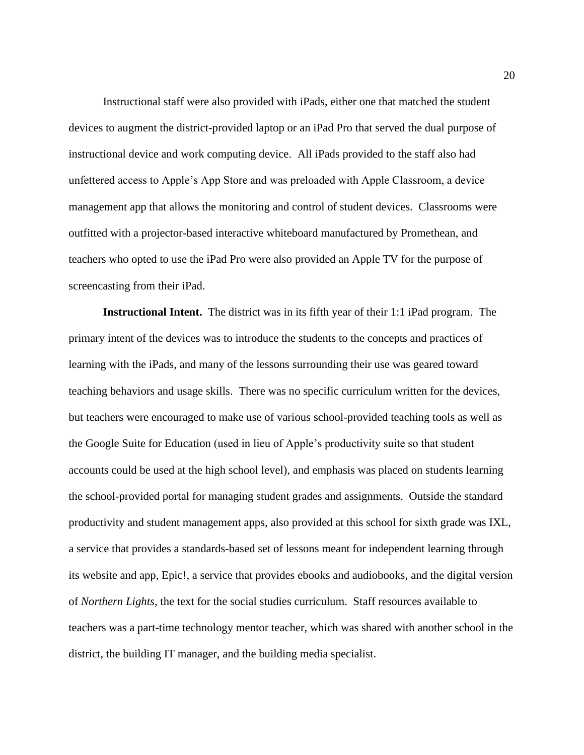Instructional staff were also provided with iPads, either one that matched the student devices to augment the district-provided laptop or an iPad Pro that served the dual purpose of instructional device and work computing device. All iPads provided to the staff also had unfettered access to Apple's App Store and was preloaded with Apple Classroom, a device management app that allows the monitoring and control of student devices. Classrooms were outfitted with a projector-based interactive whiteboard manufactured by Promethean, and teachers who opted to use the iPad Pro were also provided an Apple TV for the purpose of screencasting from their iPad.

**Instructional Intent.** The district was in its fifth year of their 1:1 iPad program. The primary intent of the devices was to introduce the students to the concepts and practices of learning with the iPads, and many of the lessons surrounding their use was geared toward teaching behaviors and usage skills. There was no specific curriculum written for the devices, but teachers were encouraged to make use of various school-provided teaching tools as well as the Google Suite for Education (used in lieu of Apple's productivity suite so that student accounts could be used at the high school level), and emphasis was placed on students learning the school-provided portal for managing student grades and assignments. Outside the standard productivity and student management apps, also provided at this school for sixth grade was IXL, a service that provides a standards-based set of lessons meant for independent learning through its website and app, Epic!, a service that provides ebooks and audiobooks, and the digital version of *Northern Lights*, the text for the social studies curriculum. Staff resources available to teachers was a part-time technology mentor teacher, which was shared with another school in the district, the building IT manager, and the building media specialist.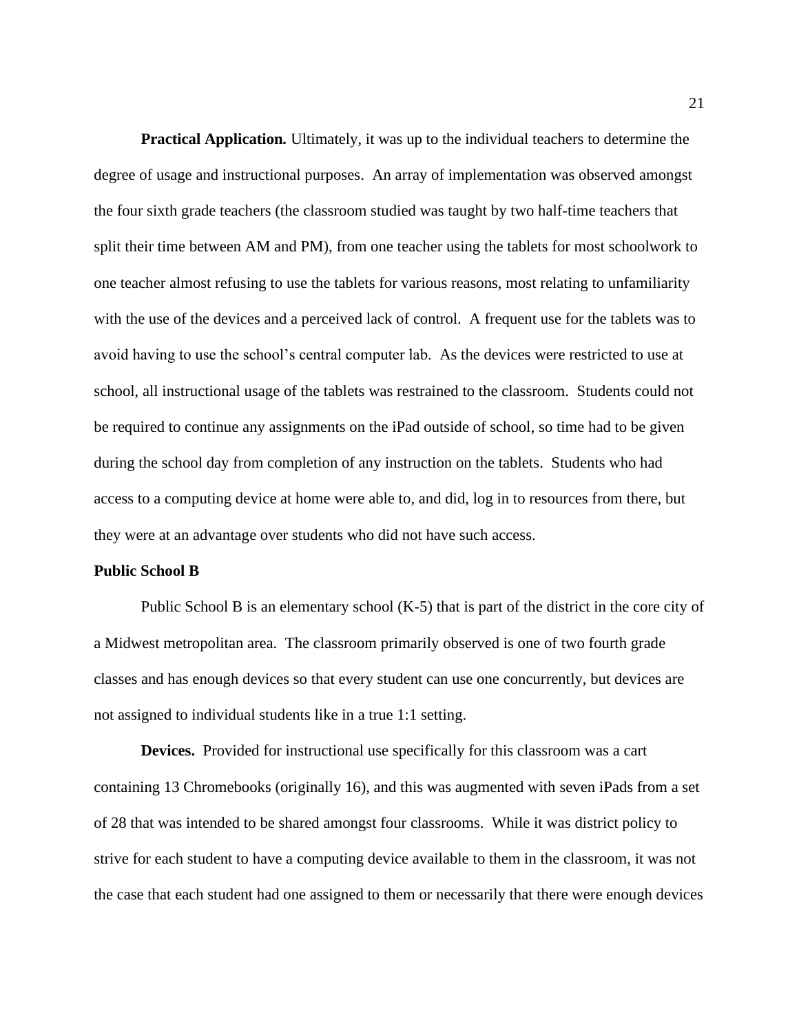**Practical Application.** Ultimately, it was up to the individual teachers to determine the degree of usage and instructional purposes. An array of implementation was observed amongst the four sixth grade teachers (the classroom studied was taught by two half-time teachers that split their time between AM and PM), from one teacher using the tablets for most schoolwork to one teacher almost refusing to use the tablets for various reasons, most relating to unfamiliarity with the use of the devices and a perceived lack of control. A frequent use for the tablets was to avoid having to use the school's central computer lab. As the devices were restricted to use at school, all instructional usage of the tablets was restrained to the classroom. Students could not be required to continue any assignments on the iPad outside of school, so time had to be given during the school day from completion of any instruction on the tablets. Students who had access to a computing device at home were able to, and did, log in to resources from there, but they were at an advantage over students who did not have such access.

**Public School B**

Public School B is an elementary school (K-5) that is part of the district in the core city of a Midwest metropolitan area. The classroom primarily observed is one of two fourth grade classes and has enough devices so that every student can use one concurrently, but devices are not assigned to individual students like in a true 1:1 setting.

**Devices.** Provided for instructional use specifically for this classroom was a cart containing 13 Chromebooks (originally 16), and this was augmented with seven iPads from a set of 28 that was intended to be shared amongst four classrooms. While it was district policy to strive for each student to have a computing device available to them in the classroom, it was not the case that each student had one assigned to them or necessarily that there were enough devices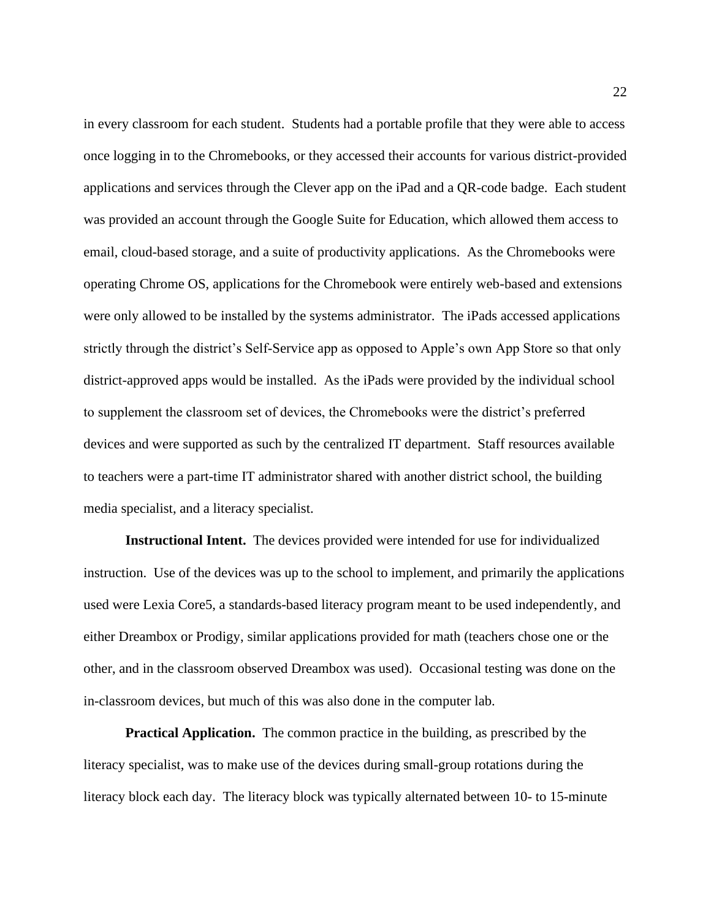in every classroom for each student. Students had a portable profile that they were able to access once logging in to the Chromebooks, or they accessed their accounts for various district-provided applications and services through the Clever app on the iPad and a QR-code badge. Each student was provided an account through the Google Suite for Education, which allowed them access to email, cloud-based storage, and a suite of productivity applications. As the Chromebooks were operating Chrome OS, applications for the Chromebook were entirely web-based and extensions were only allowed to be installed by the systems administrator. The iPads accessed applications strictly through the district's Self-Service app as opposed to Apple's own App Store so that only district-approved apps would be installed. As the iPads were provided by the individual school to supplement the classroom set of devices, the Chromebooks were the district's preferred devices and were supported as such by the centralized IT department. Staff resources available to teachers were a part-time IT administrator shared with another district school, the building media specialist, and a literacy specialist.

**Instructional Intent.** The devices provided were intended for use for individualized instruction. Use of the devices was up to the school to implement, and primarily the applications used were Lexia Core5, a standards-based literacy program meant to be used independently, and either Dreambox or Prodigy, similar applications provided for math (teachers chose one or the other, and in the classroom observed Dreambox was used). Occasional testing was done on the in-classroom devices, but much of this was also done in the computer lab.

**Practical Application.** The common practice in the building, as prescribed by the literacy specialist, was to make use of the devices during small-group rotations during the literacy block each day. The literacy block was typically alternated between 10- to 15-minute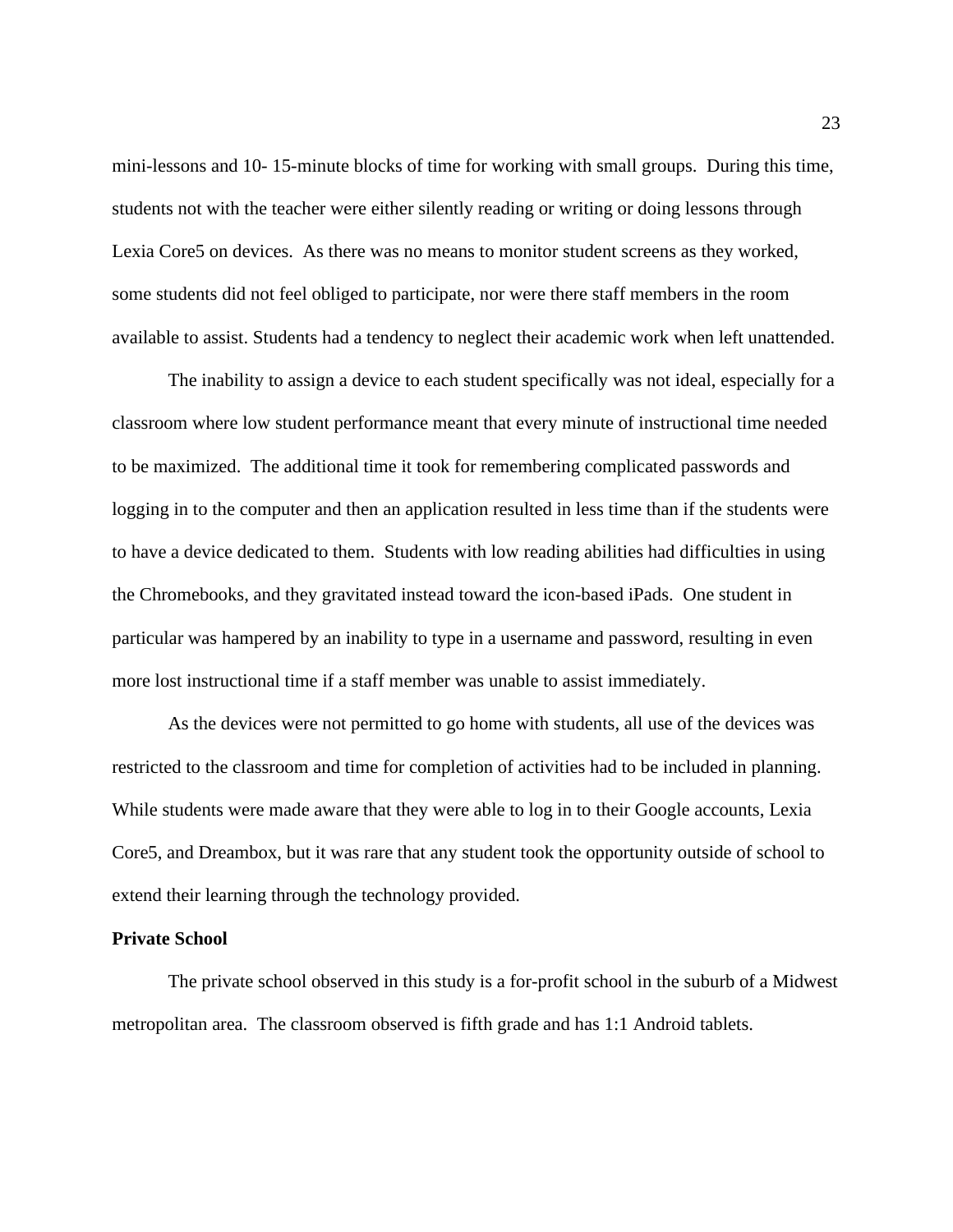mini-lessons and 10- 15-minute blocks of time for working with small groups.  During this time, students not with the teacher were either silently reading or writing or doing lessons through Lexia Core5 on devices.  As there was no means to monitor student screens as they worked, some students did not feel obliged to participate, nor were there staff members in the room available to assist. Students had a tendency to neglect their academic work when left unattended.

The inability to assign a device to each student specifically was not ideal, especially for a classroom where low student performance meant that every minute of instructional time needed to be maximized.  The additional time it took for remembering complicated passwords and logging in to the computer and then an application resulted in less time than if the students were to have a device dedicated to them.  Students with low reading abilities had difficulties in using the Chromebooks, and they gravitated instead toward the icon-based iPads.  One student in particular was hampered by an inability to type in a username and password, resulting in even more lost instructional time if a staff member was unable to assist immediately.

As the devices were not permitted to go home with students, all use of the devices was restricted to the classroom and time for completion of activities had to be included in planning. While students were made aware that they were able to log in to their Google accounts, Lexia Core5, and Dreambox, but it was rare that any student took the opportunity outside of school to extend their learning through the technology provided.

**Private School**

The private school observed in this study is a for-profit school in the suburb of a Midwest metropolitan area.  The classroom observed is fifth grade and has 1:1 Android tablets.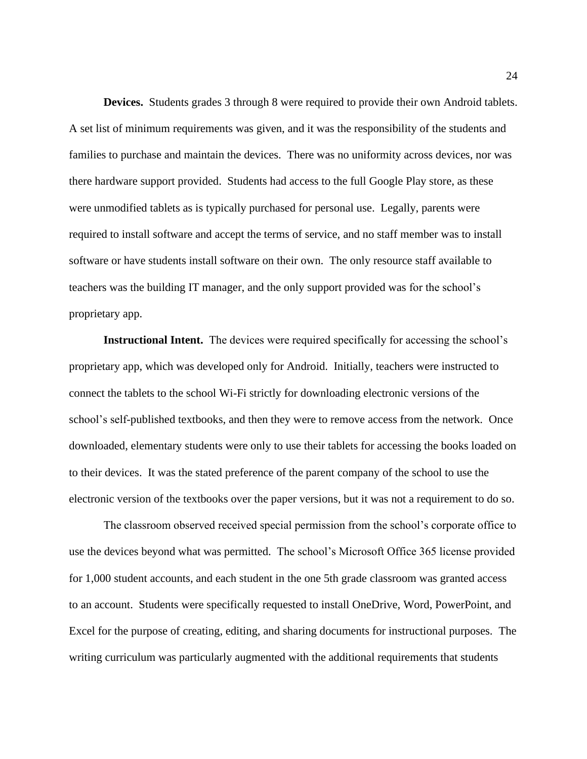**Devices.** Students grades 3 through 8 were required to provide their own Android tablets. A set list of minimum requirements was given, and it was the responsibility of the students and families to purchase and maintain the devices. There was no uniformity across devices, nor was there hardware support provided. Students had access to the full Google Play store, as these were unmodified tablets as is typically purchased for personal use. Legally, parents were required to install software and accept the terms of service, and no staff member was to install software or have students install software on their own. The only resource staff available to teachers was the building IT manager, and the only support provided was for the school's proprietary app.

**Instructional Intent.** The devices were required specifically for accessing the school's proprietary app, which was developed only for Android. Initially, teachers were instructed to connect the tablets to the school Wi-Fi strictly for downloading electronic versions of the school's self-published textbooks, and then they were to remove access from the network. Once downloaded, elementary students were only to use their tablets for accessing the books loaded on to their devices. It was the stated preference of the parent company of the school to use the electronic version of the textbooks over the paper versions, but it was not a requirement to do so.

The classroom observed received special permission from the school's corporate office to use the devices beyond what was permitted. The school's Microsoft Office 365 license provided for 1,000 student accounts, and each student in the one 5th grade classroom was granted access to an account. Students were specifically requested to install OneDrive, Word, PowerPoint, and Excel for the purpose of creating, editing, and sharing documents for instructional purposes. The writing curriculum was particularly augmented with the additional requirements that students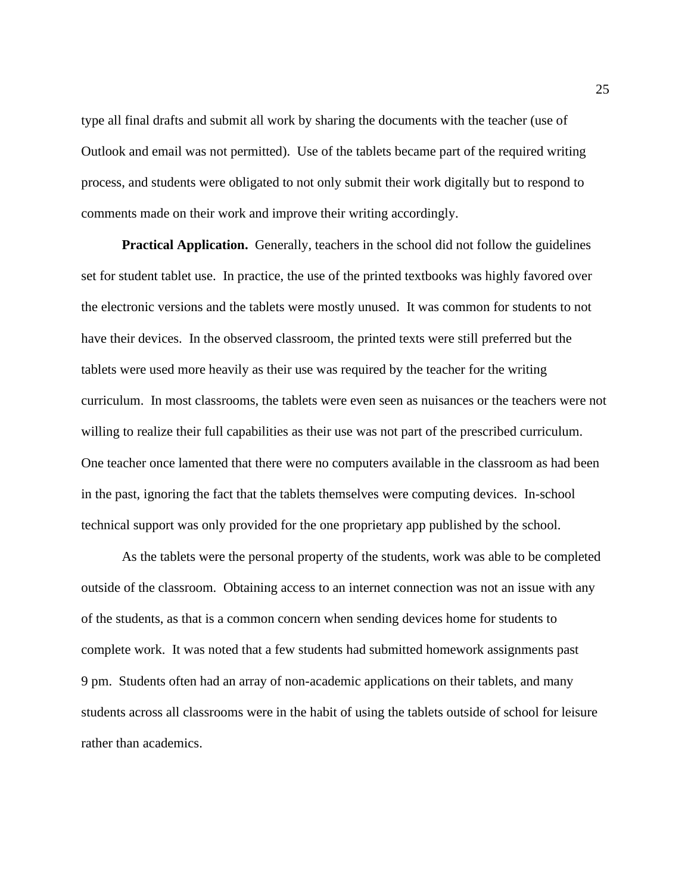type all final drafts and submit all work by sharing the documents with the teacher (use of Outlook and email was not permitted). Use of the tablets became part of the required writing process, and students were obligated to not only submit their work digitally but to respond to comments made on their work and improve their writing accordingly.

**Practical Application.** Generally, teachers in the school did not follow the guidelines set for student tablet use. In practice, the use of the printed textbooks was highly favored over the electronic versions and the tablets were mostly unused. It was common for students to not have their devices. In the observed classroom, the printed texts were still preferred but the tablets were used more heavily as their use was required by the teacher for the writing curriculum. In most classrooms, the tablets were even seen as nuisances or the teachers were not willing to realize their full capabilities as their use was not part of the prescribed curriculum. One teacher once lamented that there were no computers available in the classroom as had been in the past, ignoring the fact that the tablets themselves were computing devices. In-school technical support was only provided for the one proprietary app published by the school.

As the tablets were the personal property of the students, work was able to be completed outside of the classroom. Obtaining access to an internet connection was not an issue with any of the students, as that is a common concern when sending devices home for students to complete work. It was noted that a few students had submitted homework assignments past 9 pm. Students often had an array of non-academic applications on their tablets, and many students across all classrooms were in the habit of using the tablets outside of school for leisure rather than academics.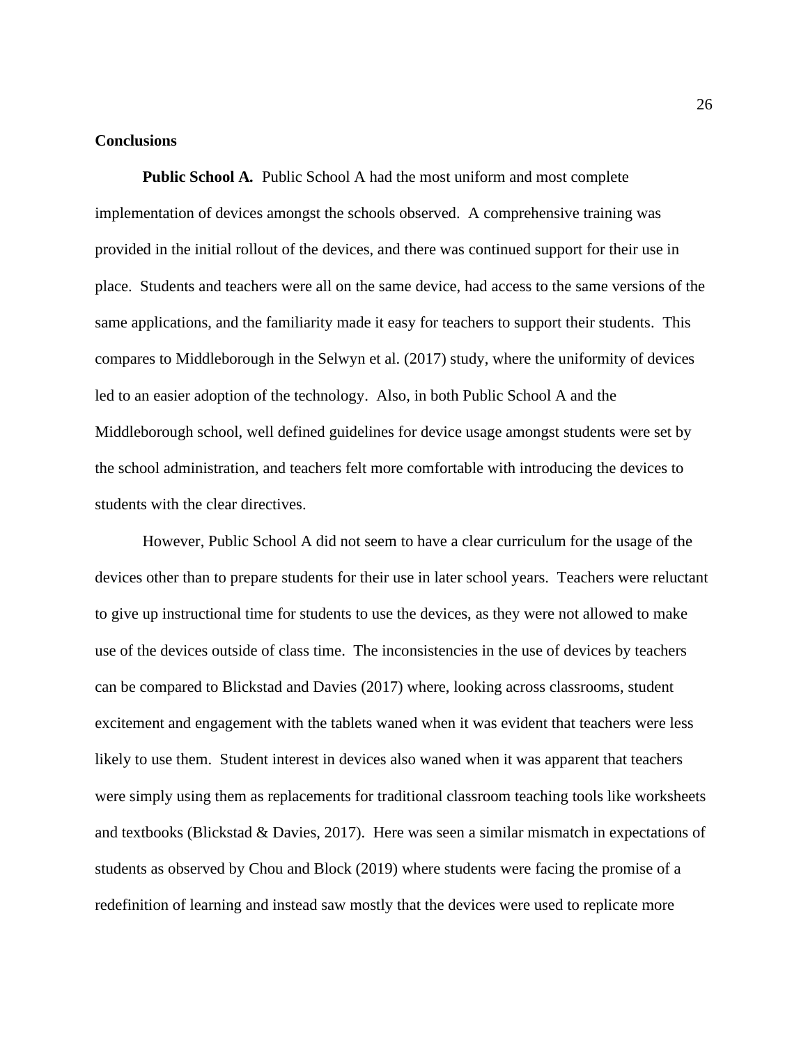## Conclusions

**Public School A.** Public School A had the most uniform and most complete implementation of devices amongst the schools observed. A comprehensive training was provided in the initial rollout of the devices, and there was continued support for their use in place. Students and teachers were all on the same device, had access to the same versions of the same applications, and the familiarity made it easy for teachers to support their students. This compares to Middleborough in the Selwyn et al. (2017) study, where the uniformity of devices led to an easier adoption of the technology. Also, in both Public School A and the Middleborough school, well defined guidelines for device usage amongst students were set by the school administration, and teachers felt more comfortable with introducing the devices to students with the clear directives.

However, Public School A did not seem to have a clear curriculum for the usage of the devices other than to prepare students for their use in later school years. Teachers were reluctant to give up instructional time for students to use the devices, as they were not allowed to make use of the devices outside of class time. The inconsistencies in the use of devices by teachers can be compared to Blickstad and Davies (2017) where, looking across classrooms, student excitement and engagement with the tablets waned when it was evident that teachers were less likely to use them. Student interest in devices also waned when it was apparent that teachers were simply using them as replacements for traditional classroom teaching tools like worksheets and textbooks (Blickstad & Davies, 2017). Here was seen a similar mismatch in expectations of students as observed by Chou and Block (2019) where students were facing the promise of a redefinition of learning and instead saw mostly that the devices were used to replicate more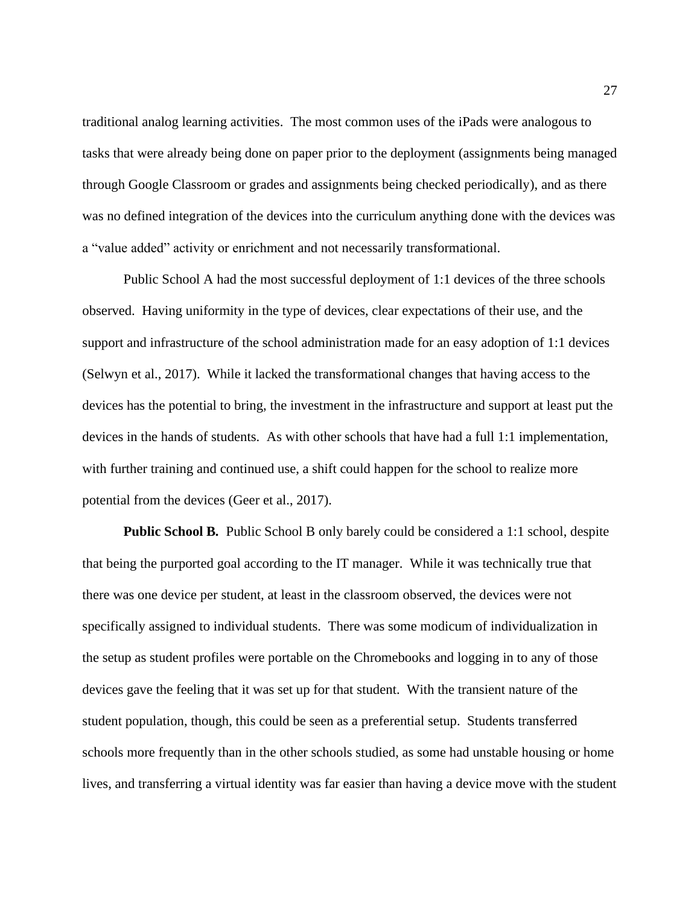traditional analog learning activities. The most common uses of the iPads were analogous to tasks that were already being done on paper prior to the deployment (assignments being managed through Google Classroom or grades and assignments being checked periodically), and as there was no defined integration of the devices into the curriculum anything done with the devices was a "value added" activity or enrichment and not necessarily transformational.

Public School A had the most successful deployment of 1:1 devices of the three schools observed. Having uniformity in the type of devices, clear expectations of their use, and the support and infrastructure of the school administration made for an easy adoption of 1:1 devices (Selwyn et al., 2017). While it lacked the transformational changes that having access to the devices has the potential to bring, the investment in the infrastructure and support at least put the devices in the hands of students. As with other schools that have had a full 1:1 implementation, with further training and continued use, a shift could happen for the school to realize more potential from the devices (Geer et al., 2017).

**Public School B.** Public School B only barely could be considered a 1:1 school, despite that being the purported goal according to the IT manager. While it was technically true that there was one device per student, at least in the classroom observed, the devices were not specifically assigned to individual students. There was some modicum of individualization in the setup as student profiles were portable on the Chromebooks and logging in to any of those devices gave the feeling that it was set up for that student. With the transient nature of the student population, though, this could be seen as a preferential setup. Students transferred schools more frequently than in the other schools studied, as some had unstable housing or home lives, and transferring a virtual identity was far easier than having a device move with the student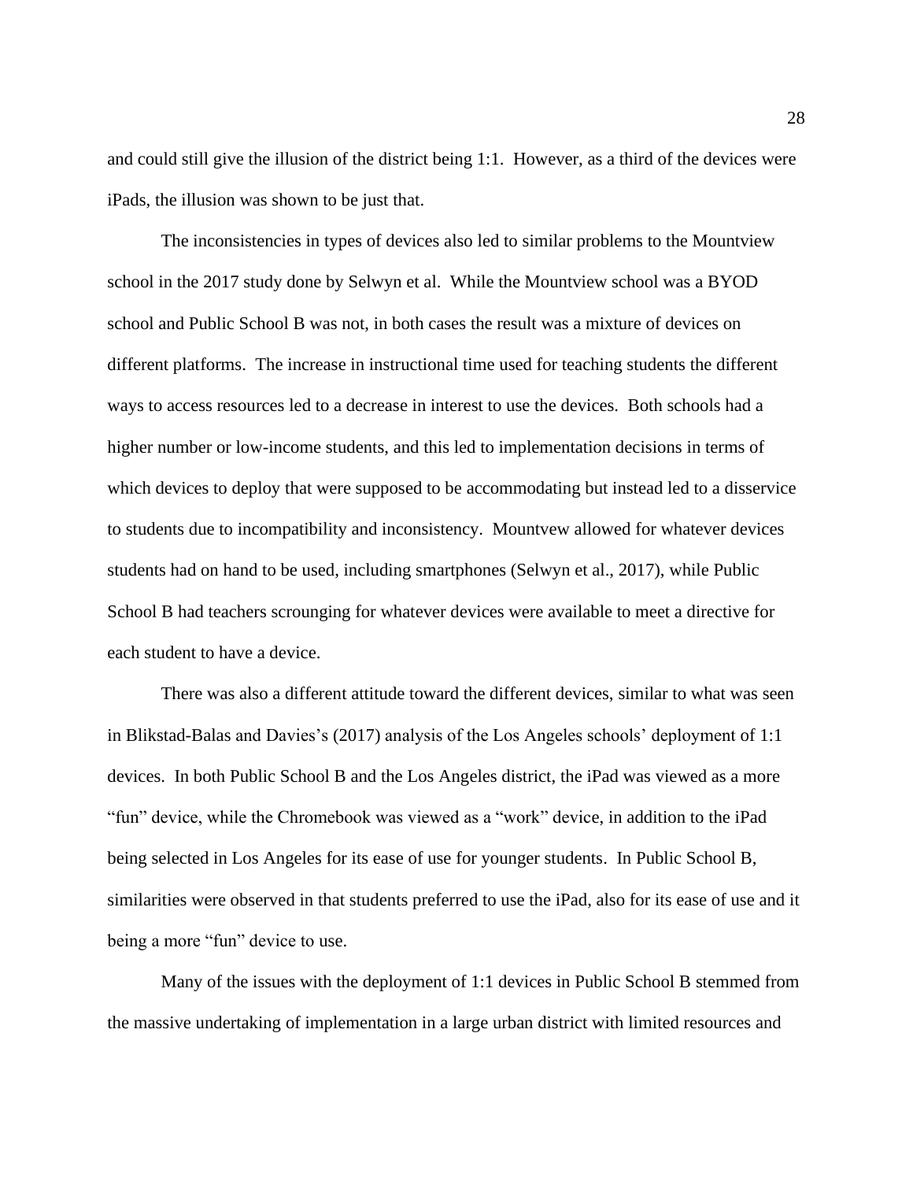and could still give the illusion of the district being 1:1. However, as a third of the devices were iPads, the illusion was shown to be just that.

The inconsistencies in types of devices also led to similar problems to the Mountview school in the 2017 study done by Selwyn et al. While the Mountview school was a BYOD school and Public School B was not, in both cases the result was a mixture of devices on different platforms. The increase in instructional time used for teaching students the different ways to access resources led to a decrease in interest to use the devices. Both schools had a higher number or low-income students, and this led to implementation decisions in terms of which devices to deploy that were supposed to be accommodating but instead led to a disservice to students due to incompatibility and inconsistency. Mountvew allowed for whatever devices students had on hand to be used, including smartphones (Selwyn et al., 2017), while Public School B had teachers scrounging for whatever devices were available to meet a directive for each student to have a device.

There was also a different attitude toward the different devices, similar to what was seen in Blikstad-Balas and Davies's (2017) analysis of the Los Angeles schools' deployment of 1:1 devices. In both Public School B and the Los Angeles district, the iPad was viewed as a more "fun" device, while the Chromebook was viewed as a "work" device, in addition to the iPad being selected in Los Angeles for its ease of use for younger students. In Public School B, similarities were observed in that students preferred to use the iPad, also for its ease of use and it being a more "fun" device to use.

Many of the issues with the deployment of 1:1 devices in Public School B stemmed from the massive undertaking of implementation in a large urban district with limited resources and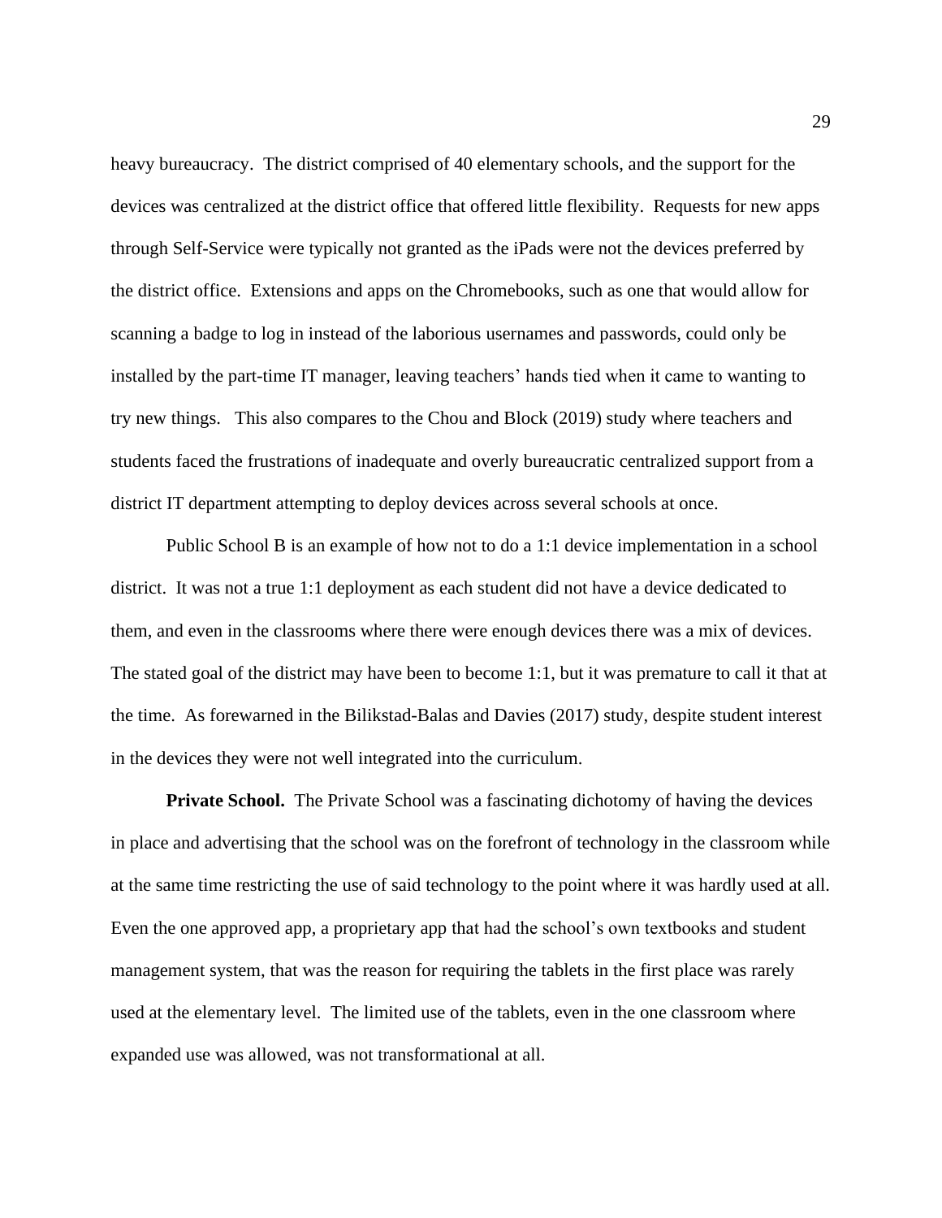heavy bureaucracy. The district comprised of 40 elementary schools, and the support for the devices was centralized at the district office that offered little flexibility. Requests for new apps through Self-Service were typically not granted as the iPads were not the devices preferred by the district office. Extensions and apps on the Chromebooks, such as one that would allow for scanning a badge to log in instead of the laborious usernames and passwords, could only be installed by the part-time IT manager, leaving teachers' hands tied when it came to wanting to try new things. This also compares to the Chou and Block (2019) study where teachers and students faced the frustrations of inadequate and overly bureaucratic centralized support from a district IT department attempting to deploy devices across several schools at once.

Public School B is an example of how not to do a 1:1 device implementation in a school district. It was not a true 1:1 deployment as each student did not have a device dedicated to them, and even in the classrooms where there were enough devices there was a mix of devices. The stated goal of the district may have been to become 1:1, but it was premature to call it that at the time. As forewarned in the Bilikstad-Balas and Davies (2017) study, despite student interest in the devices they were not well integrated into the curriculum.

**Private School.** The Private School was a fascinating dichotomy of having the devices in place and advertising that the school was on the forefront of technology in the classroom while at the same time restricting the use of said technology to the point where it was hardly used at all. Even the one approved app, a proprietary app that had the school's own textbooks and student management system, that was the reason for requiring the tablets in the first place was rarely used at the elementary level. The limited use of the tablets, even in the one classroom where expanded use was allowed, was not transformational at all.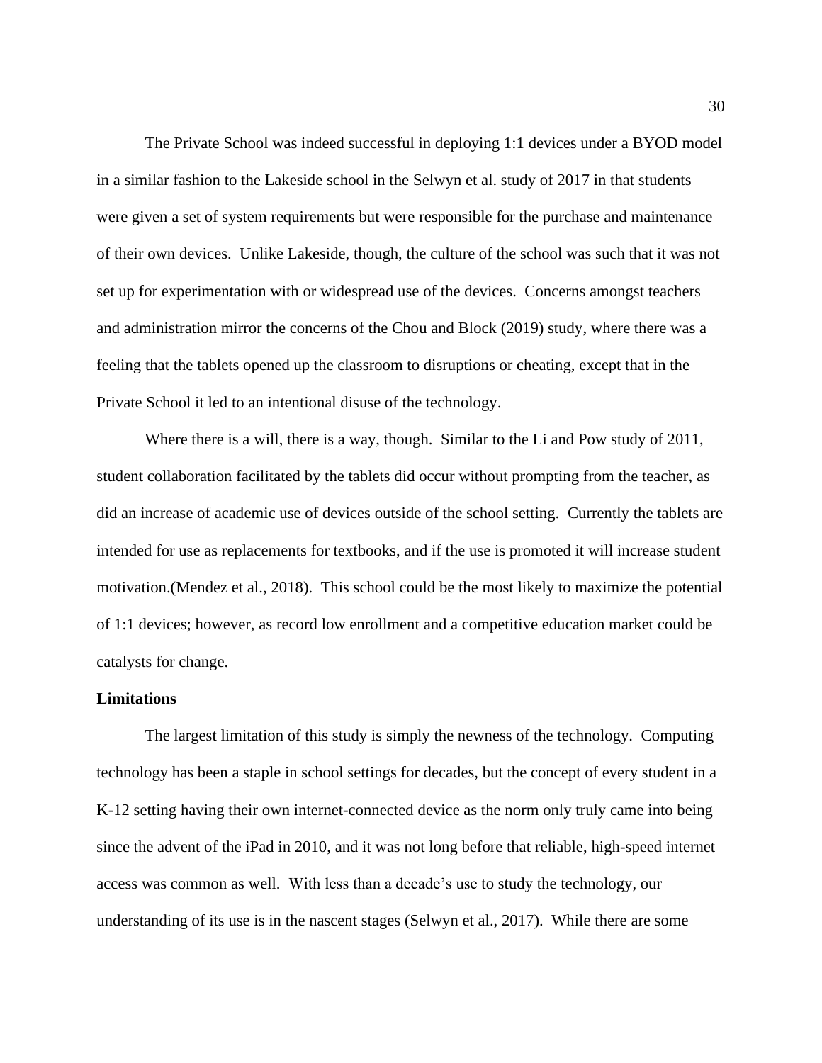The Private School was indeed successful in deploying 1:1 devices under a BYOD model in a similar fashion to the Lakeside school in the Selwyn et al. study of 2017 in that students were given a set of system requirements but were responsible for the purchase and maintenance of their own devices. Unlike Lakeside, though, the culture of the school was such that it was not set up for experimentation with or widespread use of the devices. Concerns amongst teachers and administration mirror the concerns of the Chou and Block (2019) study, where there was a feeling that the tablets opened up the classroom to disruptions or cheating, except that in the Private School it led to an intentional disuse of the technology.

Where there is a will, there is a way, though. Similar to the Li and Pow study of 2011, student collaboration facilitated by the tablets did occur without prompting from the teacher, as did an increase of academic use of devices outside of the school setting. Currently the tablets are intended for use as replacements for textbooks, and if the use is promoted it will increase student motivation.(Mendez et al., 2018). This school could be the most likely to maximize the potential of 1:1 devices; however, as record low enrollment and a competitive education market could be catalysts for change.

**Limitations**

The largest limitation of this study is simply the newness of the technology. Computing technology has been a staple in school settings for decades, but the concept of every student in a K-12 setting having their own internet-connected device as the norm only truly came into being since the advent of the iPad in 2010, and it was not long before that reliable, high-speed internet access was common as well. With less than a decade's use to study the technology, our understanding of its use is in the nascent stages (Selwyn et al., 2017). While there are some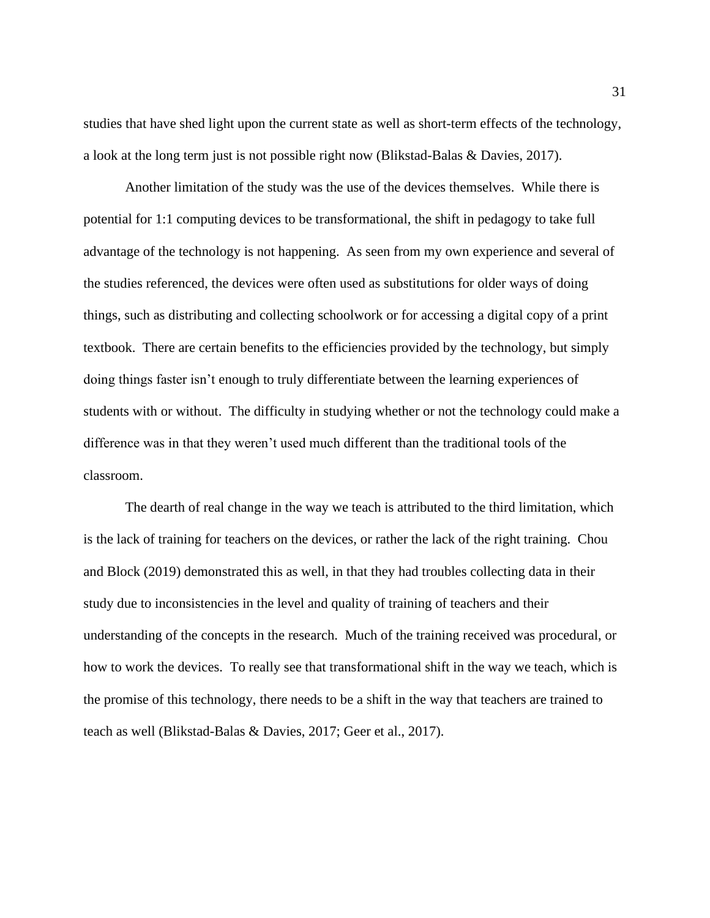studies that have shed light upon the current state as well as short-term effects of the technology, a look at the long term just is not possible right now (Blikstad-Balas & Davies, 2017).

Another limitation of the study was the use of the devices themselves. While there is potential for 1:1 computing devices to be transformational, the shift in pedagogy to take full advantage of the technology is not happening. As seen from my own experience and several of the studies referenced, the devices were often used as substitutions for older ways of doing things, such as distributing and collecting schoolwork or for accessing a digital copy of a print textbook. There are certain benefits to the efficiencies provided by the technology, but simply doing things faster isn't enough to truly differentiate between the learning experiences of students with or without. The difficulty in studying whether or not the technology could make a difference was in that they weren't used much different than the traditional tools of the classroom.

The dearth of real change in the way we teach is attributed to the third limitation, which is the lack of training for teachers on the devices, or rather the lack of the right training. Chou and Block (2019) demonstrated this as well, in that they had troubles collecting data in their study due to inconsistencies in the level and quality of training of teachers and their understanding of the concepts in the research. Much of the training received was procedural, or how to work the devices. To really see that transformational shift in the way we teach, which is the promise of this technology, there needs to be a shift in the way that teachers are trained to teach as well (Blikstad-Balas & Davies, 2017; Geer et al., 2017).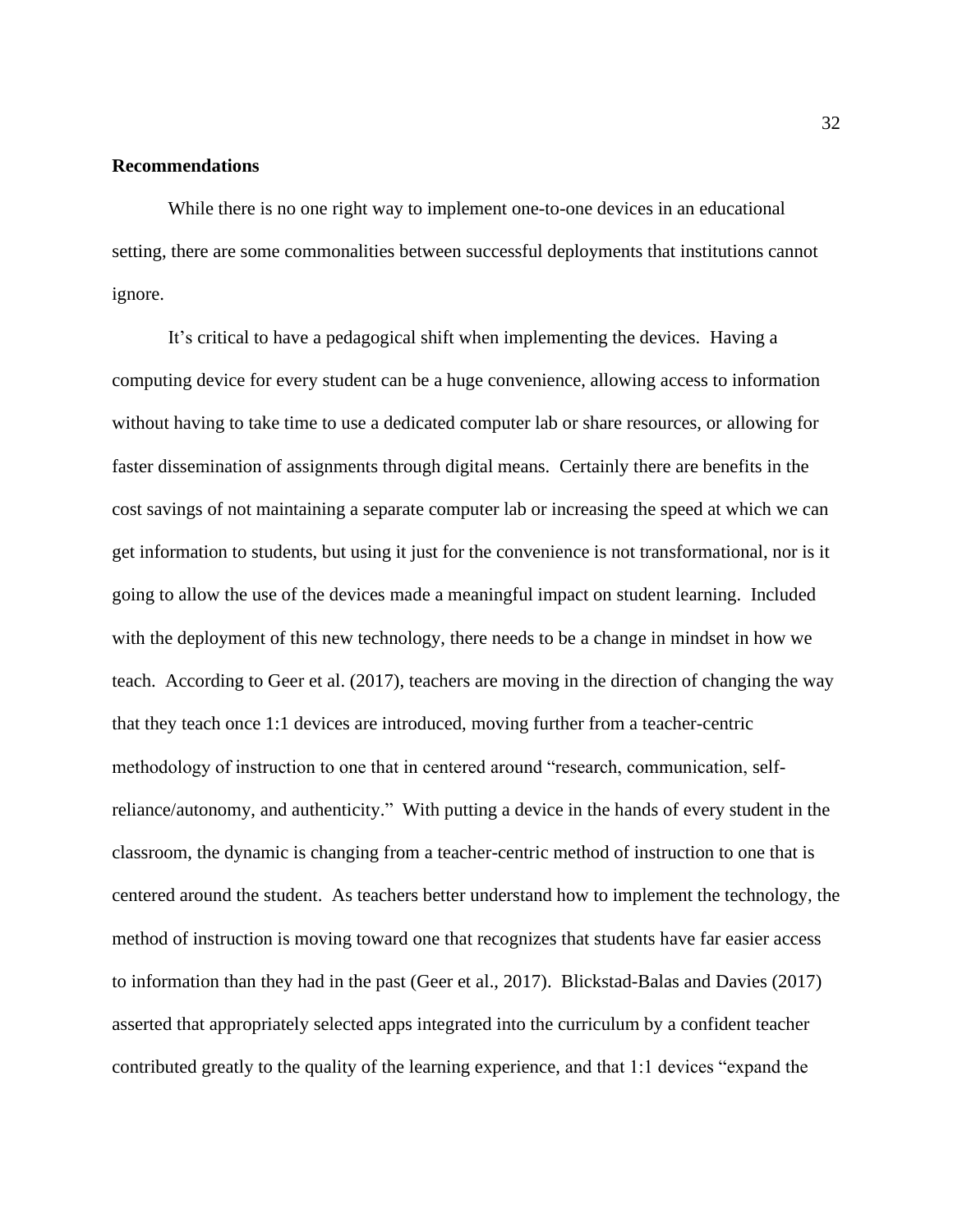**Recommendations**

While there is no one right way to implement one-to-one devices in an educational setting, there are some commonalities between successful deployments that institutions cannot ignore.

It's critical to have a pedagogical shift when implementing the devices. Having a computing device for every student can be a huge convenience, allowing access to information without having to take time to use a dedicated computer lab or share resources, or allowing for faster dissemination of assignments through digital means. Certainly there are benefits in the cost savings of not maintaining a separate computer lab or increasing the speed at which we can get information to students, but using it just for the convenience is not transformational, nor is it going to allow the use of the devices made a meaningful impact on student learning. Included with the deployment of this new technology, there needs to be a change in mindset in how we teach. According to Geer et al. (2017), teachers are moving in the direction of changing the way that they teach once 1:1 devices are introduced, moving further from a teacher-centric methodology of instruction to one that in centered around "research, communication, self-reliance/autonomy, and authenticity." With putting a device in the hands of every student in the classroom, the dynamic is changing from a teacher-centric method of instruction to one that is centered around the student. As teachers better understand how to implement the technology, the method of instruction is moving toward one that recognizes that students have far easier access to information than they had in the past (Geer et al., 2017). Blickstad-Balas and Davies (2017) asserted that appropriately selected apps integrated into the curriculum by a confident teacher contributed greatly to the quality of the learning experience, and that 1:1 devices "expand the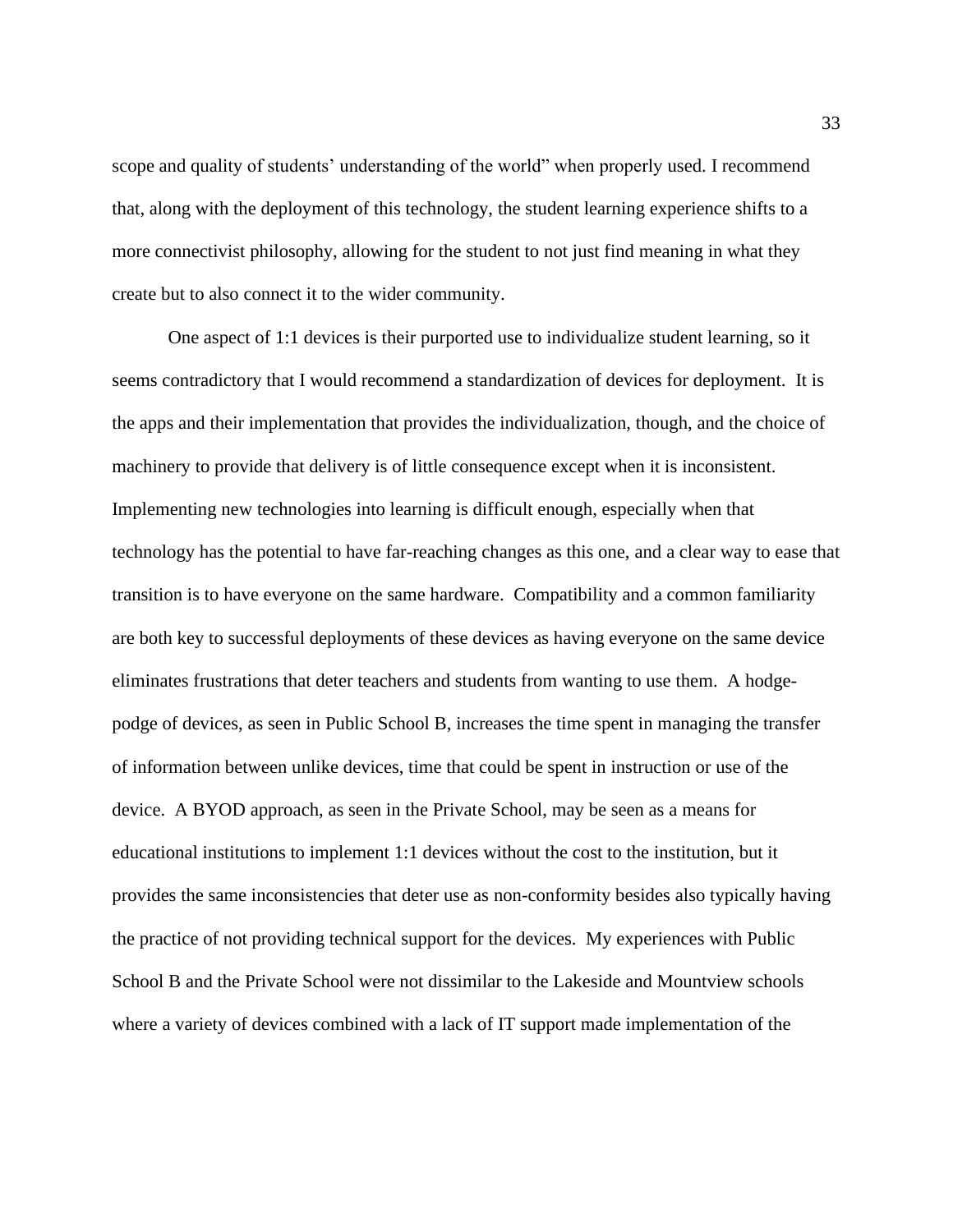scope and quality of students' understanding of the world" when properly used. I recommend that, along with the deployment of this technology, the student learning experience shifts to a more connectivist philosophy, allowing for the student to not just find meaning in what they create but to also connect it to the wider community.

One aspect of 1:1 devices is their purported use to individualize student learning, so it seems contradictory that I would recommend a standardization of devices for deployment. It is the apps and their implementation that provides the individualization, though, and the choice of machinery to provide that delivery is of little consequence except when it is inconsistent. Implementing new technologies into learning is difficult enough, especially when that technology has the potential to have far-reaching changes as this one, and a clear way to ease that transition is to have everyone on the same hardware. Compatibility and a common familiarity are both key to successful deployments of these devices as having everyone on the same device eliminates frustrations that deter teachers and students from wanting to use them. A hodge-podge of devices, as seen in Public School B, increases the time spent in managing the transfer of information between unlike devices, time that could be spent in instruction or use of the device. A BYOD approach, as seen in the Private School, may be seen as a means for educational institutions to implement 1:1 devices without the cost to the institution, but it provides the same inconsistencies that deter use as non-conformity besides also typically having the practice of not providing technical support for the devices. My experiences with Public School B and the Private School were not dissimilar to the Lakeside and Mountview schools where a variety of devices combined with a lack of IT support made implementation of the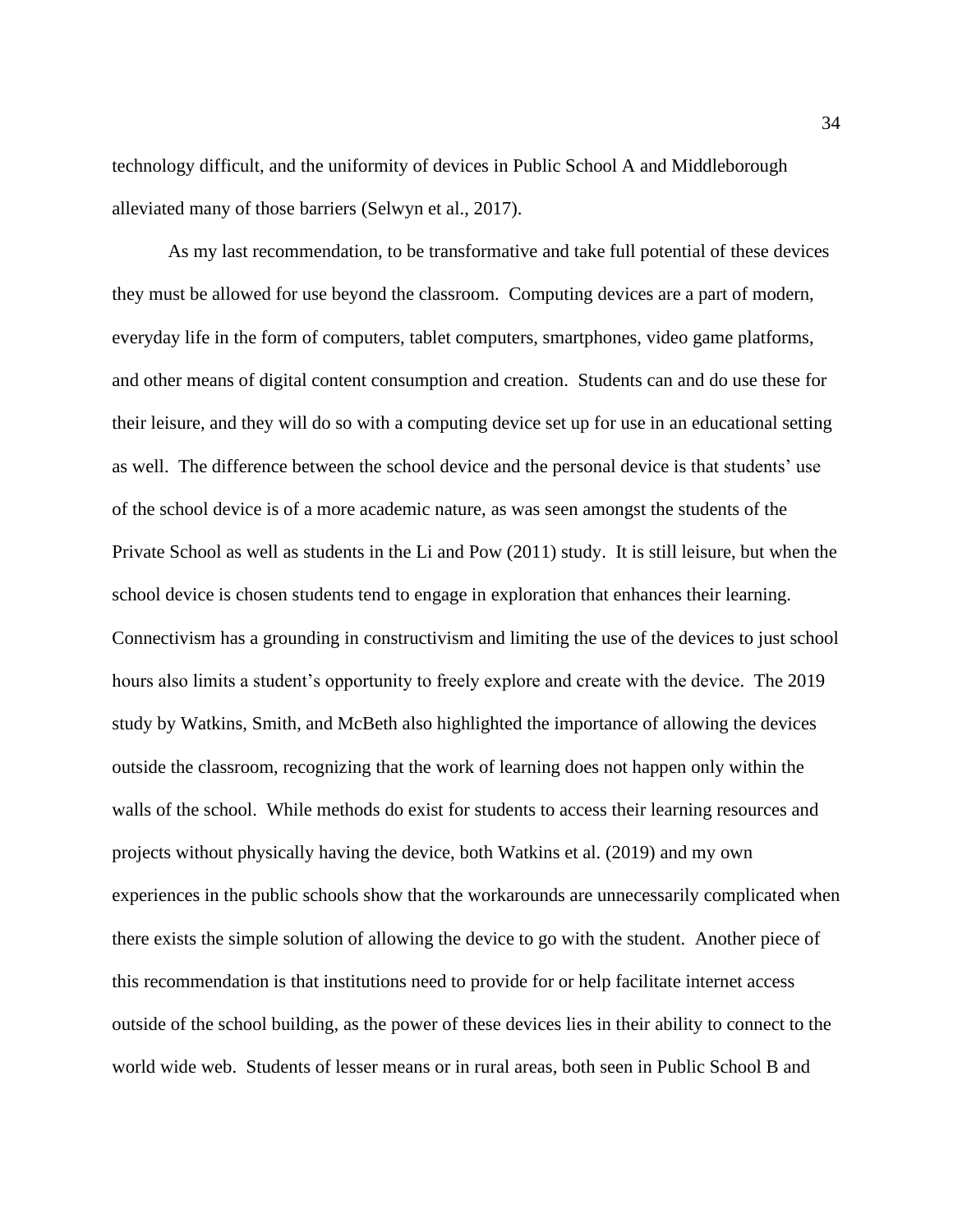technology difficult, and the uniformity of devices in Public School A and Middleborough alleviated many of those barriers (Selwyn et al., 2017).

As my last recommendation, to be transformative and take full potential of these devices they must be allowed for use beyond the classroom. Computing devices are a part of modern, everyday life in the form of computers, tablet computers, smartphones, video game platforms, and other means of digital content consumption and creation. Students can and do use these for their leisure, and they will do so with a computing device set up for use in an educational setting as well. The difference between the school device and the personal device is that students' use of the school device is of a more academic nature, as was seen amongst the students of the Private School as well as students in the Li and Pow (2011) study. It is still leisure, but when the school device is chosen students tend to engage in exploration that enhances their learning. Connectivism has a grounding in constructivism and limiting the use of the devices to just school hours also limits a student's opportunity to freely explore and create with the device. The 2019 study by Watkins, Smith, and McBeth also highlighted the importance of allowing the devices outside the classroom, recognizing that the work of learning does not happen only within the walls of the school. While methods do exist for students to access their learning resources and projects without physically having the device, both Watkins et al. (2019) and my own experiences in the public schools show that the workarounds are unnecessarily complicated when there exists the simple solution of allowing the device to go with the student. Another piece of this recommendation is that institutions need to provide for or help facilitate internet access outside of the school building, as the power of these devices lies in their ability to connect to the world wide web. Students of lesser means or in rural areas, both seen in Public School B and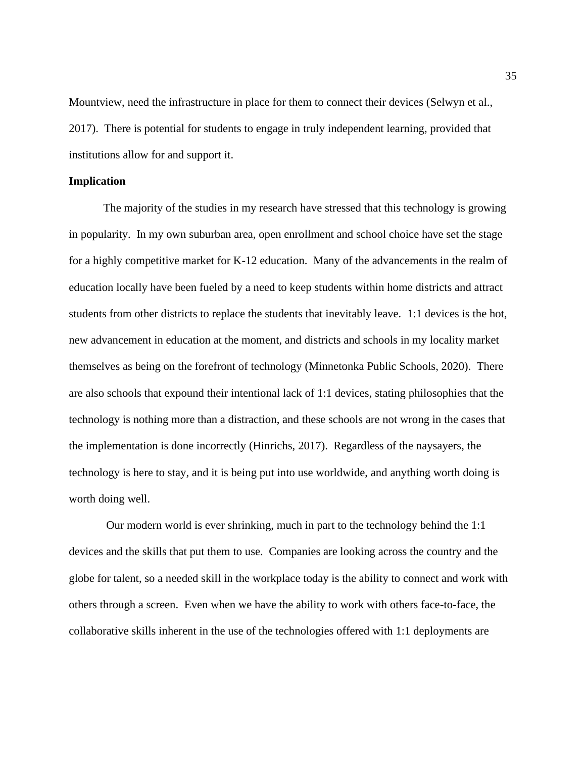Mountview, need the infrastructure in place for them to connect their devices (Selwyn et al., 2017). There is potential for students to engage in truly independent learning, provided that institutions allow for and support it.

**Implication**

The majority of the studies in my research have stressed that this technology is growing in popularity. In my own suburban area, open enrollment and school choice have set the stage for a highly competitive market for K-12 education. Many of the advancements in the realm of education locally have been fueled by a need to keep students within home districts and attract students from other districts to replace the students that inevitably leave. 1:1 devices is the hot, new advancement in education at the moment, and districts and schools in my locality market themselves as being on the forefront of technology (Minnetonka Public Schools, 2020). There are also schools that expound their intentional lack of 1:1 devices, stating philosophies that the technology is nothing more than a distraction, and these schools are not wrong in the cases that the implementation is done incorrectly (Hinrichs, 2017). Regardless of the naysayers, the technology is here to stay, and it is being put into use worldwide, and anything worth doing is worth doing well.

Our modern world is ever shrinking, much in part to the technology behind the 1:1 devices and the skills that put them to use. Companies are looking across the country and the globe for talent, so a needed skill in the workplace today is the ability to connect and work with others through a screen. Even when we have the ability to work with others face-to-face, the collaborative skills inherent in the use of the technologies offered with 1:1 deployments are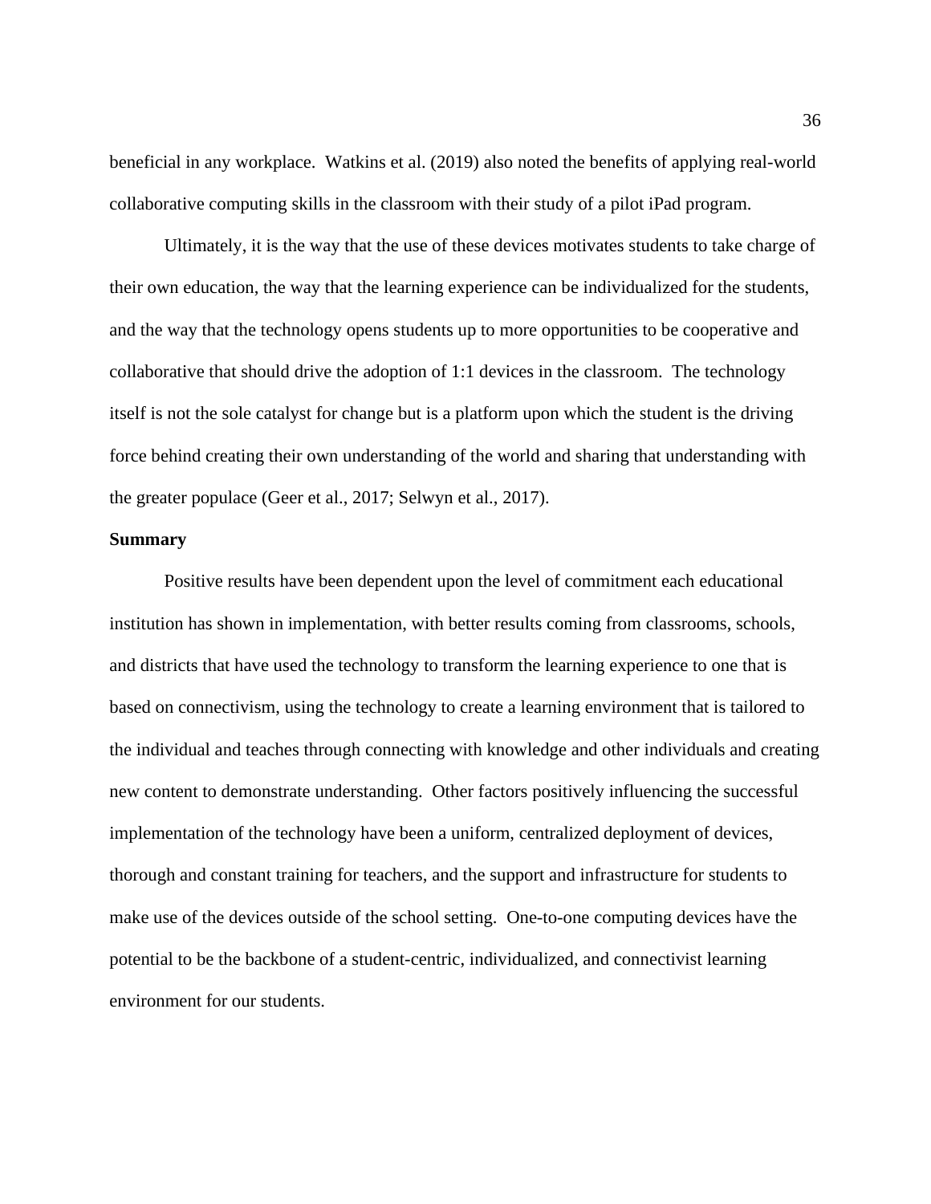beneficial in any workplace. Watkins et al. (2019) also noted the benefits of applying real-world collaborative computing skills in the classroom with their study of a pilot iPad program.

Ultimately, it is the way that the use of these devices motivates students to take charge of their own education, the way that the learning experience can be individualized for the students, and the way that the technology opens students up to more opportunities to be cooperative and collaborative that should drive the adoption of 1:1 devices in the classroom. The technology itself is not the sole catalyst for change but is a platform upon which the student is the driving force behind creating their own understanding of the world and sharing that understanding with the greater populace (Geer et al., 2017; Selwyn et al., 2017).

**Summary**

Positive results have been dependent upon the level of commitment each educational institution has shown in implementation, with better results coming from classrooms, schools, and districts that have used the technology to transform the learning experience to one that is based on connectivism, using the technology to create a learning environment that is tailored to the individual and teaches through connecting with knowledge and other individuals and creating new content to demonstrate understanding. Other factors positively influencing the successful implementation of the technology have been a uniform, centralized deployment of devices, thorough and constant training for teachers, and the support and infrastructure for students to make use of the devices outside of the school setting. One-to-one computing devices have the potential to be the backbone of a student-centric, individualized, and connectivist learning environment for our students.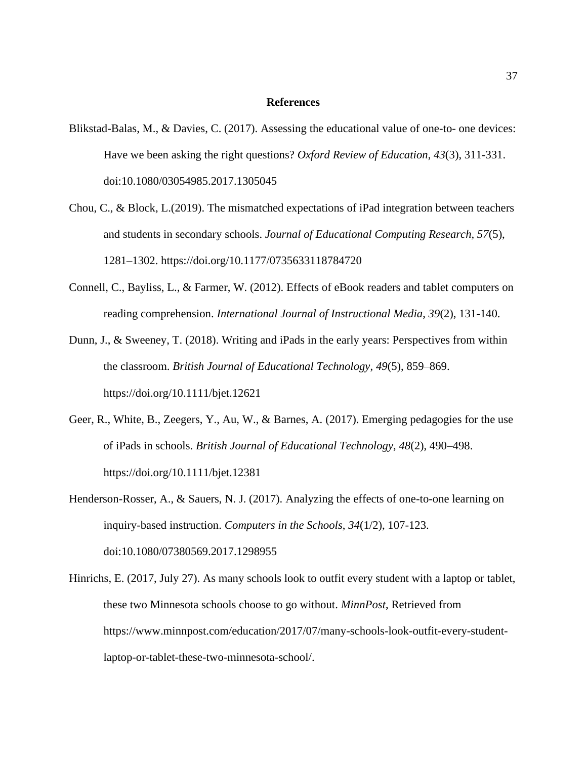# References

Blikstad-Balas, M., & Davies, C. (2017). Assessing the educational value of one-to- one devices: Have we been asking the right questions? *Oxford Review of Education*, *43*(3), 311-331. doi:10.1080/03054985.2017.1305045

Chou, C., & Block, L.(2019). The mismatched expectations of iPad integration between teachers and students in secondary schools. *Journal of Educational Computing Research*, *57*(5), 1281–1302. https://doi.org/10.1177/0735633118784720

Connell, C., Bayliss, L., & Farmer, W. (2012). Effects of eBook readers and tablet computers on reading comprehension. *International Journal of Instructional Media*, *39*(2), 131-140.

Dunn, J., & Sweeney, T. (2018). Writing and iPads in the early years: Perspectives from within the classroom. *British Journal of Educational Technology*, *49*(5), 859–869. https://doi.org/10.1111/bjet.12621

Geer, R., White, B., Zeegers, Y., Au, W., & Barnes, A. (2017). Emerging pedagogies for the use of iPads in schools. *British Journal of Educational Technology*, *48*(2), 490–498. https://doi.org/10.1111/bjet.12381

Henderson-Rosser, A., & Sauers, N. J. (2017). Analyzing the effects of one-to-one learning on inquiry-based instruction. *Computers in the Schools*, *34*(1/2), 107-123. doi:10.1080/07380569.2017.1298955

Hinrichs, E. (2017, July 27). As many schools look to outfit every student with a laptop or tablet, these two Minnesota schools choose to go without. *MinnPost*, Retrieved from https://www.minnpost.com/education/2017/07/many-schools-look-outfit-every-student-laptop-or-tablet-these-two-minnesota-school/.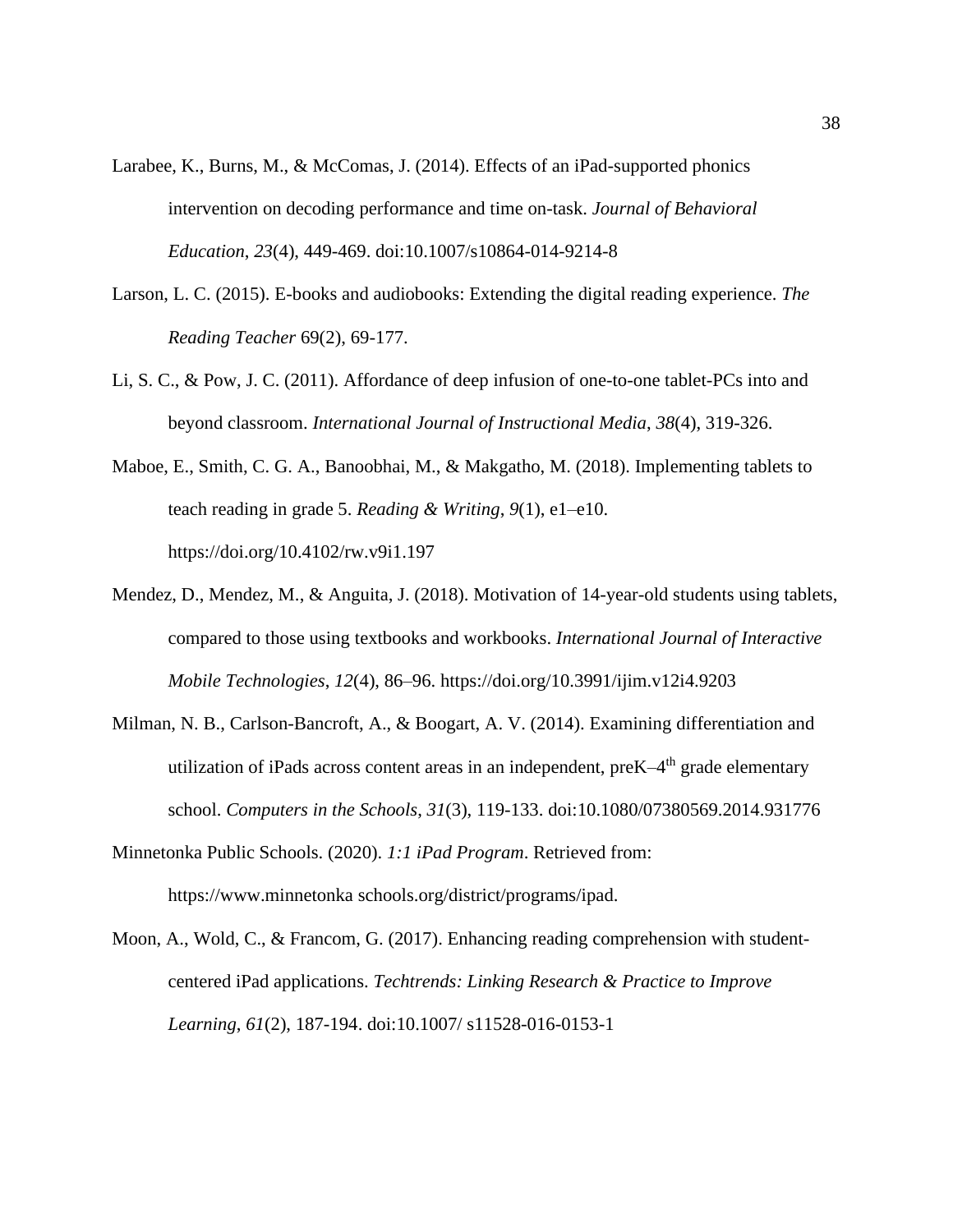Larabee, K., Burns, M., & McComas, J. (2014). Effects of an iPad-supported phonics intervention on decoding performance and time on-task. *Journal of Behavioral Education*, *23*(4), 449-469. doi:10.1007/s10864-014-9214-8

Larson, L. C. (2015). E-books and audiobooks: Extending the digital reading experience. *The Reading Teacher* 69(2), 69-177.

Li, S. C., & Pow, J. C. (2011). Affordance of deep infusion of one-to-one tablet-PCs into and beyond classroom. *International Journal of Instructional Media*, *38*(4), 319-326.

Maboe, E., Smith, C. G. A., Banoobhai, M., & Makgatho, M. (2018). Implementing tablets to teach reading in grade 5. *Reading & Writing*, *9*(1), e1–e10. https://doi.org/10.4102/rw.v9i1.197

Mendez, D., Mendez, M., & Anguita, J. (2018). Motivation of 14-year-old students using tablets, compared to those using textbooks and workbooks. *International Journal of Interactive Mobile Technologies*, *12*(4), 86–96. https://doi.org/10.3991/ijim.v12i4.9203

Milman, N. B., Carlson-Bancroft, A., & Boogart, A. V. (2014). Examining differentiation and utilization of iPads across content areas in an independent, preK–4th grade elementary school. *Computers in the Schools*, *31*(3), 119-133. doi:10.1080/07380569.2014.931776

Minnetonka Public Schools. (2020). *1:1 iPad Program*. Retrieved from: https://www.minnetonka schools.org/district/programs/ipad.

Moon, A., Wold, C., & Francom, G. (2017). Enhancing reading comprehension with student-centered iPad applications. *Techtrends: Linking Research & Practice to Improve Learning*, *61*(2), 187-194. doi:10.1007/ s11528-016-0153-1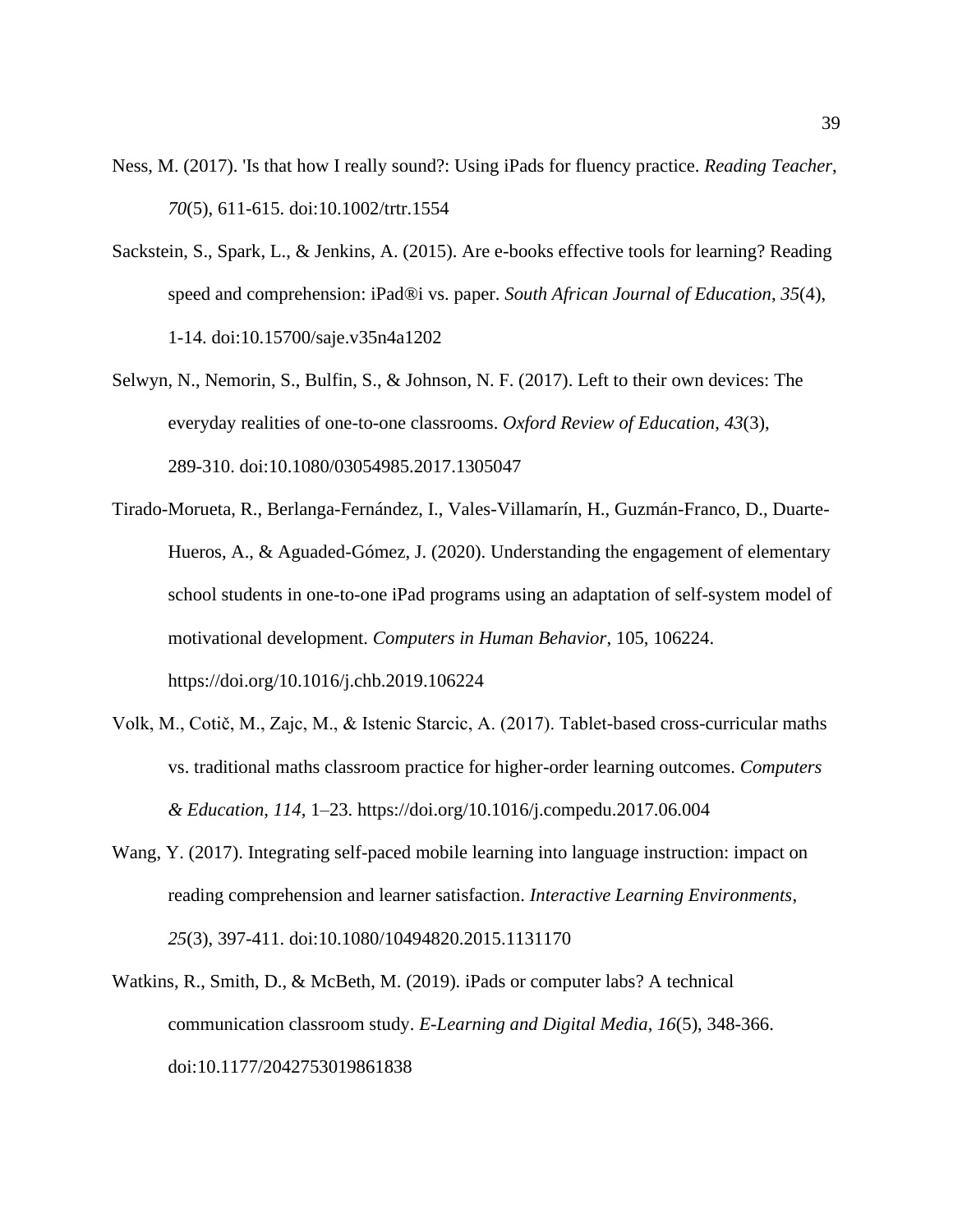Ness, M. (2017). 'Is that how I really sound?: Using iPads for fluency practice. *Reading Teacher*, *70*(5), 611-615. doi:10.1002/trtr.1554

Sackstein, S., Spark, L., & Jenkins, A. (2015). Are e-books effective tools for learning? Reading speed and comprehension: iPad®i vs. paper. *South African Journal of Education*, *35*(4), 1-14. doi:10.15700/saje.v35n4a1202

Selwyn, N., Nemorin, S., Bulfin, S., & Johnson, N. F. (2017). Left to their own devices: The everyday realities of one-to-one classrooms. *Oxford Review of Education*, *43*(3), 289-310. doi:10.1080/03054985.2017.1305047

Tirado-Morueta, R., Berlanga-Fernández, I., Vales-Villamarín, H., Guzmán-Franco, D., Duarte-Hueros, A., & Aguaded-Gómez, J. (2020). Understanding the engagement of elementary school students in one-to-one iPad programs using an adaptation of self-system model of motivational development. *Computers in Human Behavior*, 105, 106224. https://doi.org/10.1016/j.chb.2019.106224

Volk, M., Cotič, M., Zajc, M., & Istenic Starcic, A. (2017). Tablet-based cross-curricular maths vs. traditional maths classroom practice for higher-order learning outcomes. *Computers & Education*, *114*, 1–23. https://doi.org/10.1016/j.compedu.2017.06.004

Wang, Y. (2017). Integrating self-paced mobile learning into language instruction: impact on reading comprehension and learner satisfaction. *Interactive Learning Environments*, *25*(3), 397-411. doi:10.1080/10494820.2015.1131170

Watkins, R., Smith, D., & McBeth, M. (2019). iPads or computer labs? A technical communication classroom study. *E-Learning and Digital Media*, *16*(5), 348-366. doi:10.1177/2042753019861838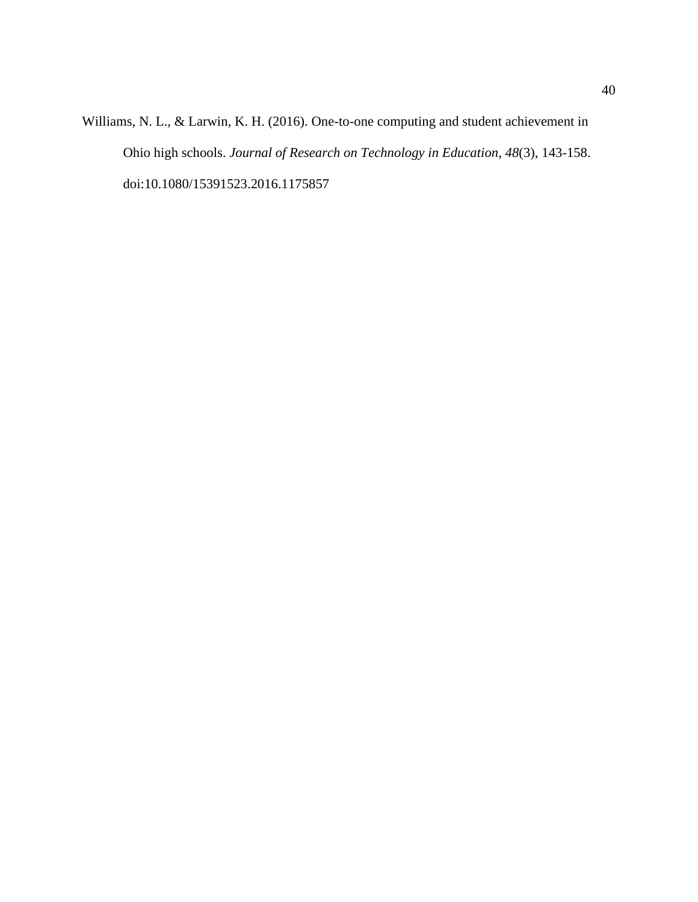Williams, N. L., & Larwin, K. H. (2016). One-to-one computing and student achievement in Ohio high schools. *Journal of Research on Technology in Education*, *48*(3), 143-158. doi:10.1080/15391523.2016.1175857